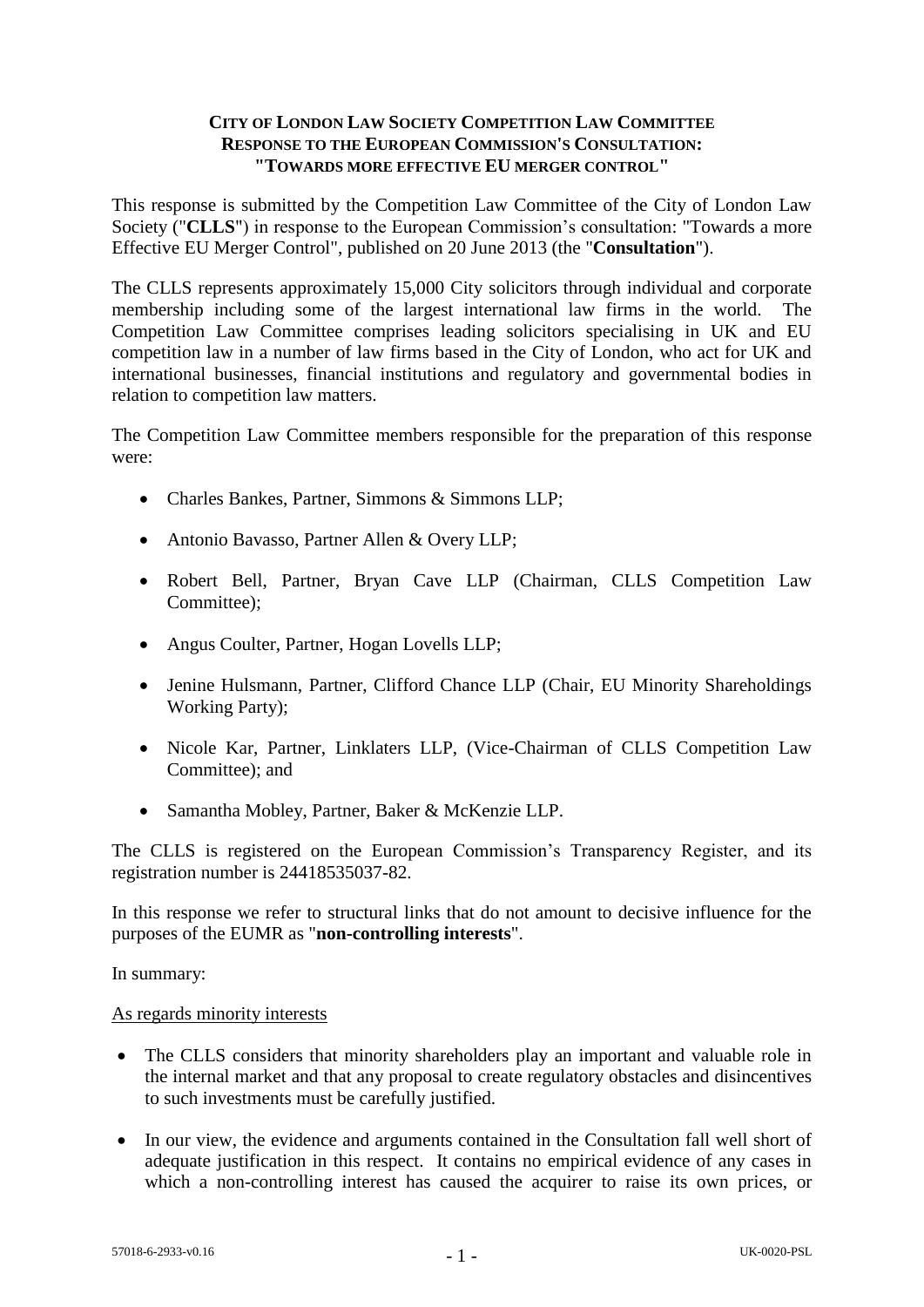**CITY OF LONDON LAW SOCIETY COMPETITION LAW COMMITTEE**
**RESPONSE TO THE EUROPEAN COMMISSION'S CONSULTATION:**
**"TOWARDS MORE EFFECTIVE EU MERGER CONTROL"**

This response is submitted by the Competition Law Committee of the City of London Law Society ("**CLLS**") in response to the European Commission's consultation: "Towards a more Effective EU Merger Control", published on 20 June 2013 (the "**Consultation**").

The CLLS represents approximately 15,000 City solicitors through individual and corporate membership including some of the largest international law firms in the world. The Competition Law Committee comprises leading solicitors specialising in UK and EU competition law in a number of law firms based in the City of London, who act for UK and international businesses, financial institutions and regulatory and governmental bodies in relation to competition law matters.

The Competition Law Committee members responsible for the preparation of this response were:

- Charles Bankes, Partner, Simmons & Simmons LLP;
- Antonio Bavasso, Partner Allen & Overy LLP;
- Robert Bell, Partner, Bryan Cave LLP (Chairman, CLLS Competition Law Committee);
- Angus Coulter, Partner, Hogan Lovells LLP;
- Jenine Hulsmann, Partner, Clifford Chance LLP (Chair, EU Minority Shareholdings Working Party);
- Nicole Kar, Partner, Linklaters LLP, (Vice-Chairman of CLLS Competition Law Committee); and
- Samantha Mobley, Partner, Baker & McKenzie LLP.

The CLLS is registered on the European Commission's Transparency Register, and its registration number is 24418535037-82.

In this response we refer to structural links that do not amount to decisive influence for the purposes of the EUMR as "**non-controlling interests**".

In summary:

As regards minority interests

- The CLLS considers that minority shareholders play an important and valuable role in the internal market and that any proposal to create regulatory obstacles and disincentives to such investments must be carefully justified.
- In our view, the evidence and arguments contained in the Consultation fall well short of adequate justification in this respect. It contains no empirical evidence of any cases in which a non-controlling interest has caused the acquirer to raise its own prices, or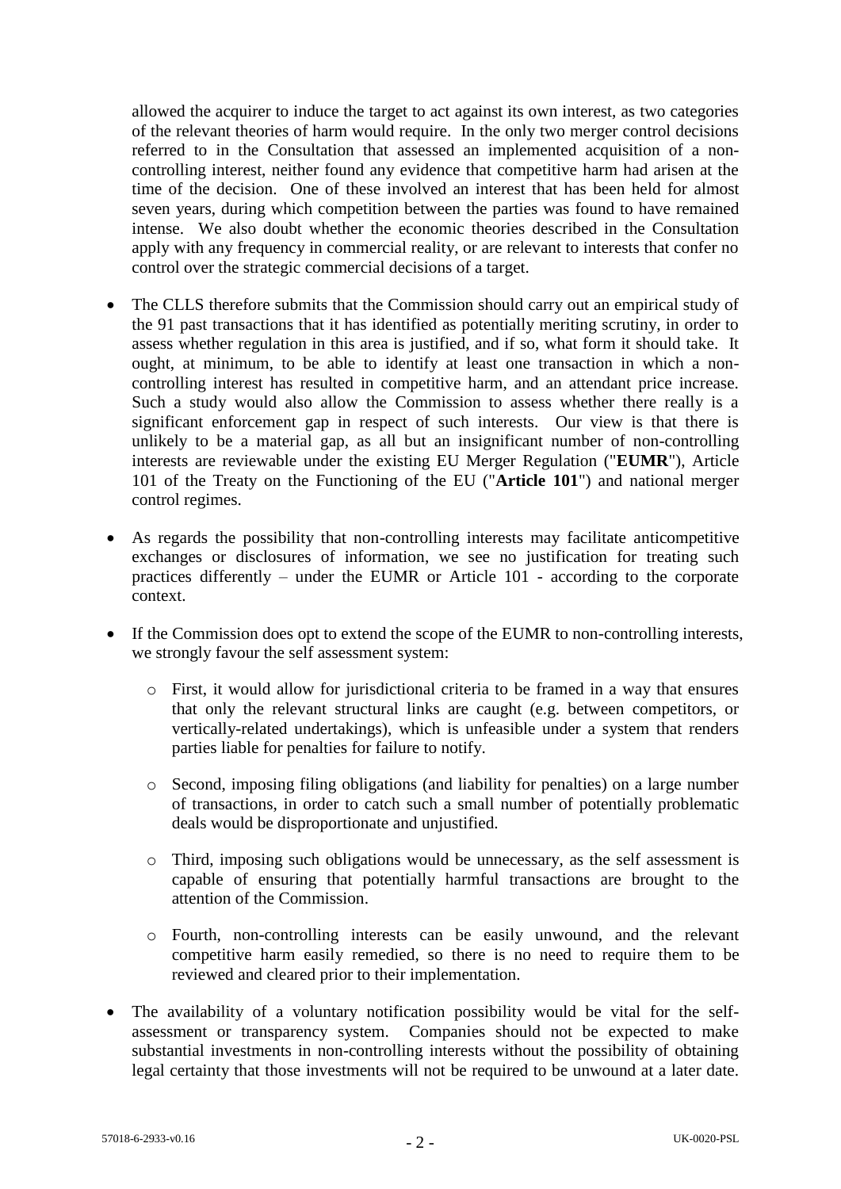allowed the acquirer to induce the target to act against its own interest, as two categories of the relevant theories of harm would require. In the only two merger control decisions referred to in the Consultation that assessed an implemented acquisition of a non-controlling interest, neither found any evidence that competitive harm had arisen at the time of the decision. One of these involved an interest that has been held for almost seven years, during which competition between the parties was found to have remained intense. We also doubt whether the economic theories described in the Consultation apply with any frequency in commercial reality, or are relevant to interests that confer no control over the strategic commercial decisions of a target.

- The CLLS therefore submits that the Commission should carry out an empirical study of the 91 past transactions that it has identified as potentially meriting scrutiny, in order to assess whether regulation in this area is justified, and if so, what form it should take. It ought, at minimum, to be able to identify at least one transaction in which a non-controlling interest has resulted in competitive harm, and an attendant price increase. Such a study would also allow the Commission to assess whether there really is a significant enforcement gap in respect of such interests. Our view is that there is unlikely to be a material gap, as all but an insignificant number of non-controlling interests are reviewable under the existing EU Merger Regulation ("**EUMR**"), Article 101 of the Treaty on the Functioning of the EU ("**Article 101**") and national merger control regimes.

- As regards the possibility that non-controlling interests may facilitate anticompetitive exchanges or disclosures of information, we see no justification for treating such practices differently – under the EUMR or Article 101 - according to the corporate context.

- If the Commission does opt to extend the scope of the EUMR to non-controlling interests, we strongly favour the self assessment system:

  - First, it would allow for jurisdictional criteria to be framed in a way that ensures that only the relevant structural links are caught (e.g. between competitors, or vertically-related undertakings), which is unfeasible under a system that renders parties liable for penalties for failure to notify.

  - Second, imposing filing obligations (and liability for penalties) on a large number of transactions, in order to catch such a small number of potentially problematic deals would be disproportionate and unjustified.

  - Third, imposing such obligations would be unnecessary, as the self assessment is capable of ensuring that potentially harmful transactions are brought to the attention of the Commission.

  - Fourth, non-controlling interests can be easily unwound, and the relevant competitive harm easily remedied, so there is no need to require them to be reviewed and cleared prior to their implementation.

- The availability of a voluntary notification possibility would be vital for the self-assessment or transparency system. Companies should not be expected to make substantial investments in non-controlling interests without the possibility of obtaining legal certainty that those investments will not be required to be unwound at a later date.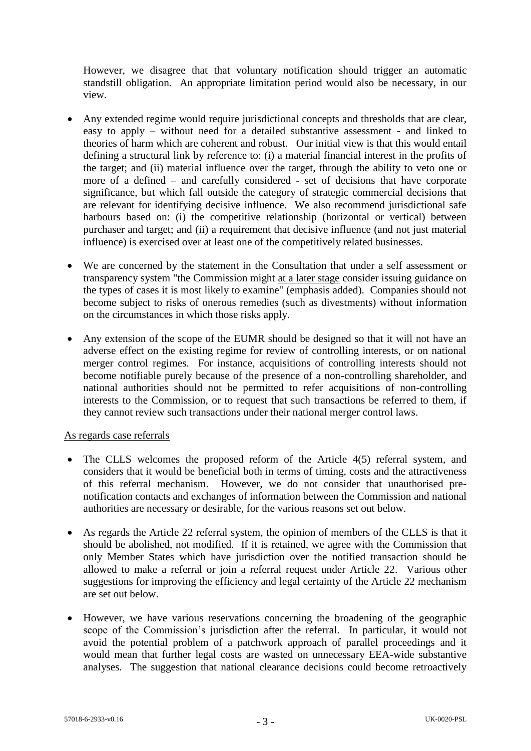However, we disagree that that voluntary notification should trigger an automatic standstill obligation. An appropriate limitation period would also be necessary, in our view.

- Any extended regime would require jurisdictional concepts and thresholds that are clear, easy to apply – without need for a detailed substantive assessment - and linked to theories of harm which are coherent and robust. Our initial view is that this would entail defining a structural link by reference to: (i) a material financial interest in the profits of the target; and (ii) material influence over the target, through the ability to veto one or more of a defined – and carefully considered - set of decisions that have corporate significance, but which fall outside the category of strategic commercial decisions that are relevant for identifying decisive influence. We also recommend jurisdictional safe harbours based on: (i) the competitive relationship (horizontal or vertical) between purchaser and target; and (ii) a requirement that decisive influence (and not just material influence) is exercised over at least one of the competitively related businesses.

- We are concerned by the statement in the Consultation that under a self assessment or transparency system "the Commission might <u>at a later stage</u> consider issuing guidance on the types of cases it is most likely to examine" (emphasis added). Companies should not become subject to risks of onerous remedies (such as divestments) without information on the circumstances in which those risks apply.

- Any extension of the scope of the EUMR should be designed so that it will not have an adverse effect on the existing regime for review of controlling interests, or on national merger control regimes. For instance, acquisitions of controlling interests should not become notifiable purely because of the presence of a non-controlling shareholder, and national authorities should not be permitted to refer acquisitions of non-controlling interests to the Commission, or to request that such transactions be referred to them, if they cannot review such transactions under their national merger control laws.

<u>As regards case referrals</u>

- The CLLS welcomes the proposed reform of the Article 4(5) referral system, and considers that it would be beneficial both in terms of timing, costs and the attractiveness of this referral mechanism. However, we do not consider that unauthorised pre-notification contacts and exchanges of information between the Commission and national authorities are necessary or desirable, for the various reasons set out below.

- As regards the Article 22 referral system, the opinion of members of the CLLS is that it should be abolished, not modified. If it is retained, we agree with the Commission that only Member States which have jurisdiction over the notified transaction should be allowed to make a referral or join a referral request under Article 22. Various other suggestions for improving the efficiency and legal certainty of the Article 22 mechanism are set out below.

- However, we have various reservations concerning the broadening of the geographic scope of the Commission's jurisdiction after the referral. In particular, it would not avoid the potential problem of a patchwork approach of parallel proceedings and it would mean that further legal costs are wasted on unnecessary EEA-wide substantive analyses. The suggestion that national clearance decisions could become retroactively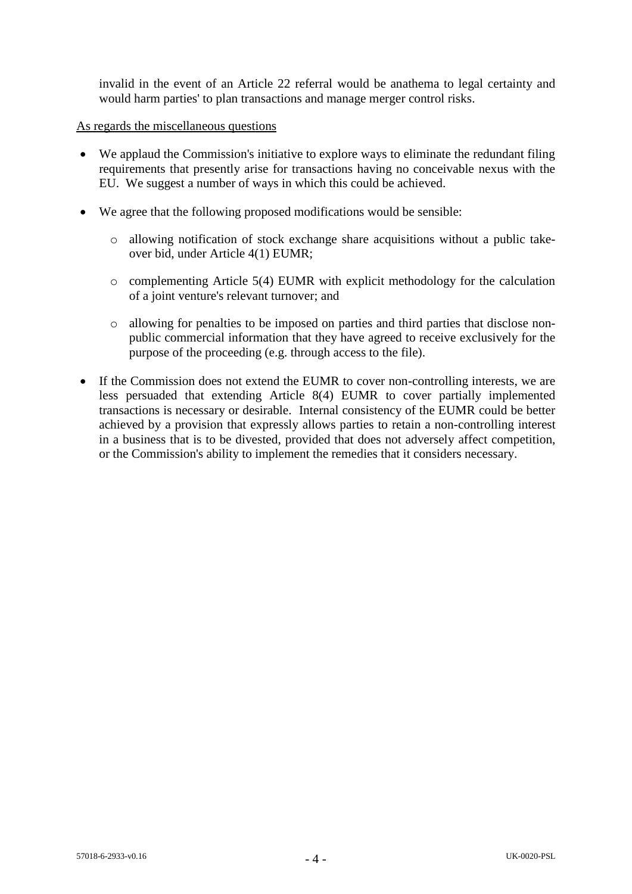invalid in the event of an Article 22 referral would be anathema to legal certainty and would harm parties' to plan transactions and manage merger control risks.

As regards the miscellaneous questions

- We applaud the Commission's initiative to explore ways to eliminate the redundant filing requirements that presently arise for transactions having no conceivable nexus with the EU. We suggest a number of ways in which this could be achieved.
- We agree that the following proposed modifications would be sensible:
  - allowing notification of stock exchange share acquisitions without a public take-over bid, under Article 4(1) EUMR;
  - complementing Article 5(4) EUMR with explicit methodology for the calculation of a joint venture's relevant turnover; and
  - allowing for penalties to be imposed on parties and third parties that disclose non-public commercial information that they have agreed to receive exclusively for the purpose of the proceeding (e.g. through access to the file).
- If the Commission does not extend the EUMR to cover non-controlling interests, we are less persuaded that extending Article 8(4) EUMR to cover partially implemented transactions is necessary or desirable. Internal consistency of the EUMR could be better achieved by a provision that expressly allows parties to retain a non-controlling interest in a business that is to be divested, provided that does not adversely affect competition, or the Commission's ability to implement the remedies that it considers necessary.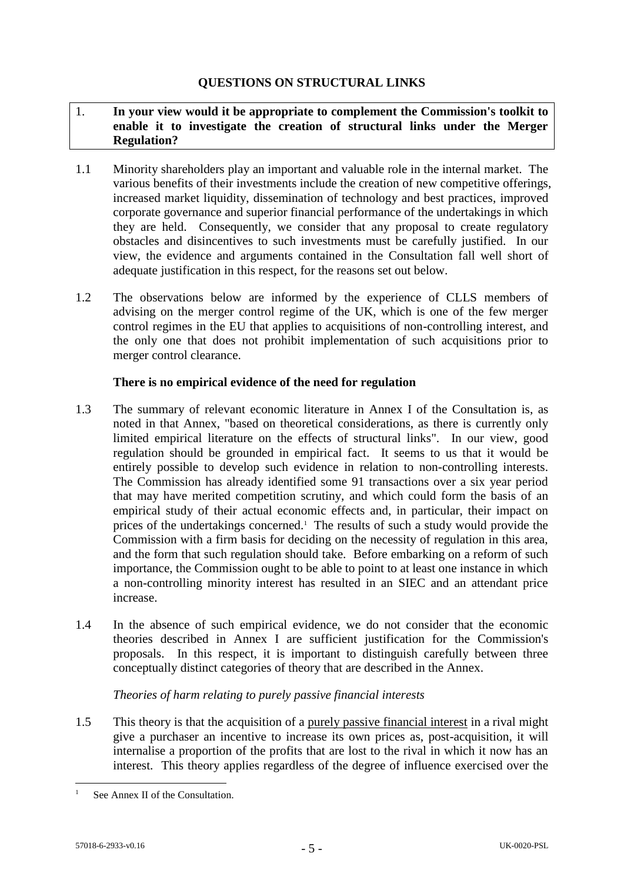## QUESTIONS ON STRUCTURAL LINKS

**1. In your view would it be appropriate to complement the Commission's toolkit to enable it to investigate the creation of structural links under the Merger Regulation?**

1.1 Minority shareholders play an important and valuable role in the internal market. The various benefits of their investments include the creation of new competitive offerings, increased market liquidity, dissemination of technology and best practices, improved corporate governance and superior financial performance of the undertakings in which they are held. Consequently, we consider that any proposal to create regulatory obstacles and disincentives to such investments must be carefully justified. In our view, the evidence and arguments contained in the Consultation fall well short of adequate justification in this respect, for the reasons set out below.

1.2 The observations below are informed by the experience of CLLS members of advising on the merger control regime of the UK, which is one of the few merger control regimes in the EU that applies to acquisitions of non-controlling interest, and the only one that does not prohibit implementation of such acquisitions prior to merger control clearance.

### There is no empirical evidence of the need for regulation

1.3 The summary of relevant economic literature in Annex I of the Consultation is, as noted in that Annex, "based on theoretical considerations, as there is currently only limited empirical literature on the effects of structural links". In our view, good regulation should be grounded in empirical fact. It seems to us that it would be entirely possible to develop such evidence in relation to non-controlling interests. The Commission has already identified some 91 transactions over a six year period that may have merited competition scrutiny, and which could form the basis of an empirical study of their actual economic effects and, in particular, their impact on prices of the undertakings concerned.[1] The results of such a study would provide the Commission with a firm basis for deciding on the necessity of regulation in this area, and the form that such regulation should take. Before embarking on a reform of such importance, the Commission ought to be able to point to at least one instance in which a non-controlling minority interest has resulted in an SIEC and an attendant price increase.

1.4 In the absence of such empirical evidence, we do not consider that the economic theories described in Annex I are sufficient justification for the Commission's proposals. In this respect, it is important to distinguish carefully between three conceptually distinct categories of theory that are described in the Annex.

*Theories of harm relating to purely passive financial interests*

1.5 This theory is that the acquisition of a <u>purely passive financial interest</u> in a rival might give a purchaser an incentive to increase its own prices as, post-acquisition, it will internalise a proportion of the profits that are lost to the rival in which it now has an interest. This theory applies regardless of the degree of influence exercised over the

[1] See Annex II of the Consultation.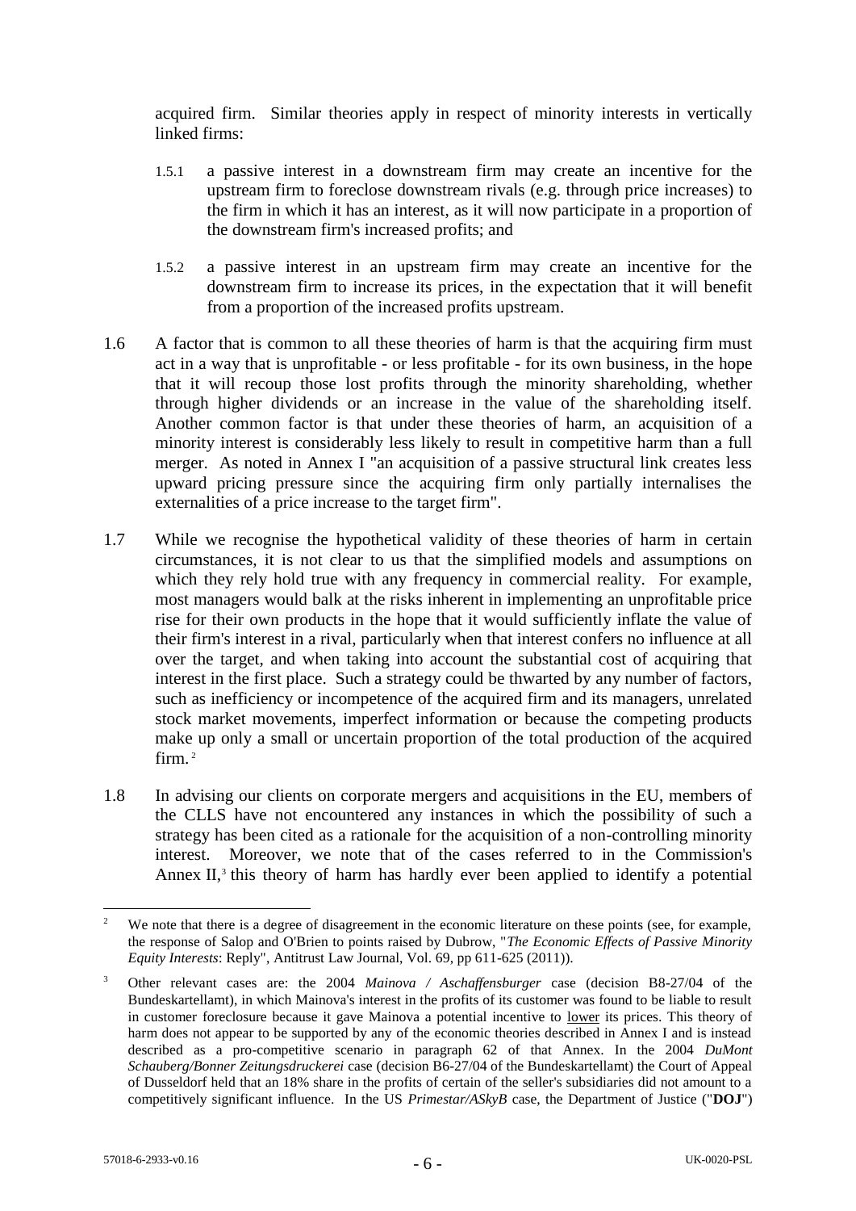acquired firm. Similar theories apply in respect of minority interests in vertically linked firms:

1.5.1 a passive interest in a downstream firm may create an incentive for the upstream firm to foreclose downstream rivals (e.g. through price increases) to the firm in which it has an interest, as it will now participate in a proportion of the downstream firm's increased profits; and

1.5.2 a passive interest in an upstream firm may create an incentive for the downstream firm to increase its prices, in the expectation that it will benefit from a proportion of the increased profits upstream.

1.6 A factor that is common to all these theories of harm is that the acquiring firm must act in a way that is unprofitable - or less profitable - for its own business, in the hope that it will recoup those lost profits through the minority shareholding, whether through higher dividends or an increase in the value of the shareholding itself. Another common factor is that under these theories of harm, an acquisition of a minority interest is considerably less likely to result in competitive harm than a full merger. As noted in Annex I "an acquisition of a passive structural link creates less upward pricing pressure since the acquiring firm only partially internalises the externalities of a price increase to the target firm".

1.7 While we recognise the hypothetical validity of these theories of harm in certain circumstances, it is not clear to us that the simplified models and assumptions on which they rely hold true with any frequency in commercial reality. For example, most managers would balk at the risks inherent in implementing an unprofitable price rise for their own products in the hope that it would sufficiently inflate the value of their firm's interest in a rival, particularly when that interest confers no influence at all over the target, and when taking into account the substantial cost of acquiring that interest in the first place. Such a strategy could be thwarted by any number of factors, such as inefficiency or incompetence of the acquired firm and its managers, unrelated stock market movements, imperfect information or because the competing products make up only a small or uncertain proportion of the total production of the acquired firm.[2]

1.8 In advising our clients on corporate mergers and acquisitions in the EU, members of the CLLS have not encountered any instances in which the possibility of such a strategy has been cited as a rationale for the acquisition of a non-controlling minority interest. Moreover, we note that of the cases referred to in the Commission's Annex II,[3] this theory of harm has hardly ever been applied to identify a potential

---

[2] We note that there is a degree of disagreement in the economic literature on these points (see, for example, the response of Salop and O'Brien to points raised by Dubrow, "*The Economic Effects of Passive Minority Equity Interests*: Reply", Antitrust Law Journal, Vol. 69, pp 611-625 (2011)).

[3] Other relevant cases are: the 2004 *Mainova / Aschaffensburger* case (decision B8-27/04 of the Bundeskartellamt), in which Mainova's interest in the profits of its customer was found to be liable to result in customer foreclosure because it gave Mainova a potential incentive to <u>lower</u> its prices. This theory of harm does not appear to be supported by any of the economic theories described in Annex I and is instead described as a pro-competitive scenario in paragraph 62 of that Annex. In the 2004 *DuMont Schauberg/Bonner Zeitungsdruckerei* case (decision B6-27/04 of the Bundeskartellamt) the Court of Appeal of Dusseldorf held that an 18% share in the profits of certain of the seller's subsidiaries did not amount to a competitively significant influence. In the US *Primestar/ASkyB* case, the Department of Justice ("**DOJ**")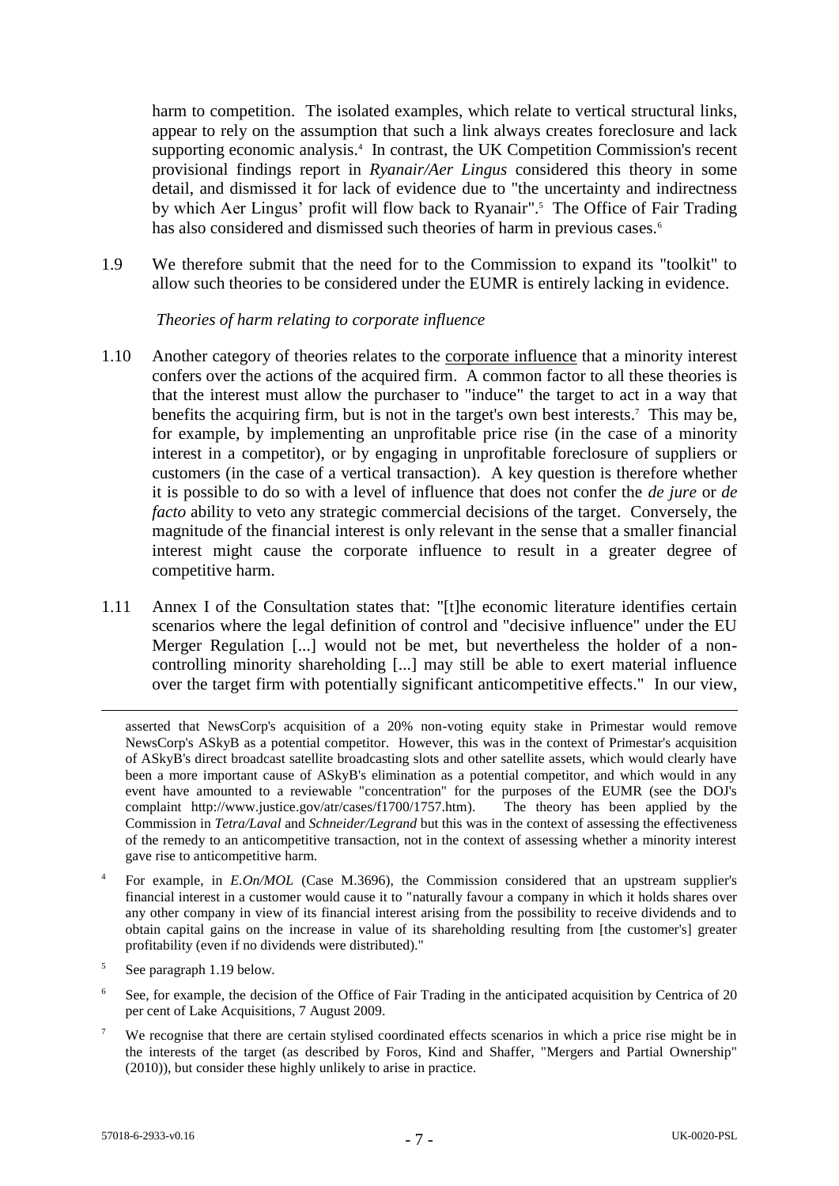harm to competition. The isolated examples, which relate to vertical structural links, appear to rely on the assumption that such a link always creates foreclosure and lack supporting economic analysis.[4] In contrast, the UK Competition Commission's recent provisional findings report in *Ryanair/Aer Lingus* considered this theory in some detail, and dismissed it for lack of evidence due to "the uncertainty and indirectness by which Aer Lingus' profit will flow back to Ryanair".[5] The Office of Fair Trading has also considered and dismissed such theories of harm in previous cases.[6]

1.9 We therefore submit that the need for to the Commission to expand its "toolkit" to allow such theories to be considered under the EUMR is entirely lacking in evidence.

*Theories of harm relating to corporate influence*

1.10 Another category of theories relates to the corporate influence that a minority interest confers over the actions of the acquired firm. A common factor to all these theories is that the interest must allow the purchaser to "induce" the target to act in a way that benefits the acquiring firm, but is not in the target's own best interests.[7] This may be, for example, by implementing an unprofitable price rise (in the case of a minority interest in a competitor), or by engaging in unprofitable foreclosure of suppliers or customers (in the case of a vertical transaction). A key question is therefore whether it is possible to do so with a level of influence that does not confer the *de jure* or *de facto* ability to veto any strategic commercial decisions of the target. Conversely, the magnitude of the financial interest is only relevant in the sense that a smaller financial interest might cause the corporate influence to result in a greater degree of competitive harm.

1.11 Annex I of the Consultation states that: "[t]he economic literature identifies certain scenarios where the legal definition of control and "decisive influence" under the EU Merger Regulation [...] would not be met, but nevertheless the holder of a non-controlling minority shareholding [...] may still be able to exert material influence over the target firm with potentially significant anticompetitive effects." In our view,

---

asserted that NewsCorp's acquisition of a 20% non-voting equity stake in Primestar would remove NewsCorp's ASkyB as a potential competitor. However, this was in the context of Primestar's acquisition of ASkyB's direct broadcast satellite broadcasting slots and other satellite assets, which would clearly have been a more important cause of ASkyB's elimination as a potential competitor, and which would in any event have amounted to a reviewable "concentration" for the purposes of the EUMR (see the DOJ's complaint http://www.justice.gov/atr/cases/f1700/1757.htm). The theory has been applied by the Commission in *Tetra/Laval* and *Schneider/Legrand* but this was in the context of assessing the effectiveness of the remedy to an anticompetitive transaction, not in the context of assessing whether a minority interest gave rise to anticompetitive harm.

[4] For example, in *E.On/MOL* (Case M.3696), the Commission considered that an upstream supplier's financial interest in a customer would cause it to "naturally favour a company in which it holds shares over any other company in view of its financial interest arising from the possibility to receive dividends and to obtain capital gains on the increase in value of its shareholding resulting from [the customer's] greater profitability (even if no dividends were distributed)."

[5] See paragraph 1.19 below.

[6] See, for example, the decision of the Office of Fair Trading in the anticipated acquisition by Centrica of 20 per cent of Lake Acquisitions, 7 August 2009.

[7] We recognise that there are certain stylised coordinated effects scenarios in which a price rise might be in the interests of the target (as described by Foros, Kind and Shaffer, "Mergers and Partial Ownership" (2010)), but consider these highly unlikely to arise in practice.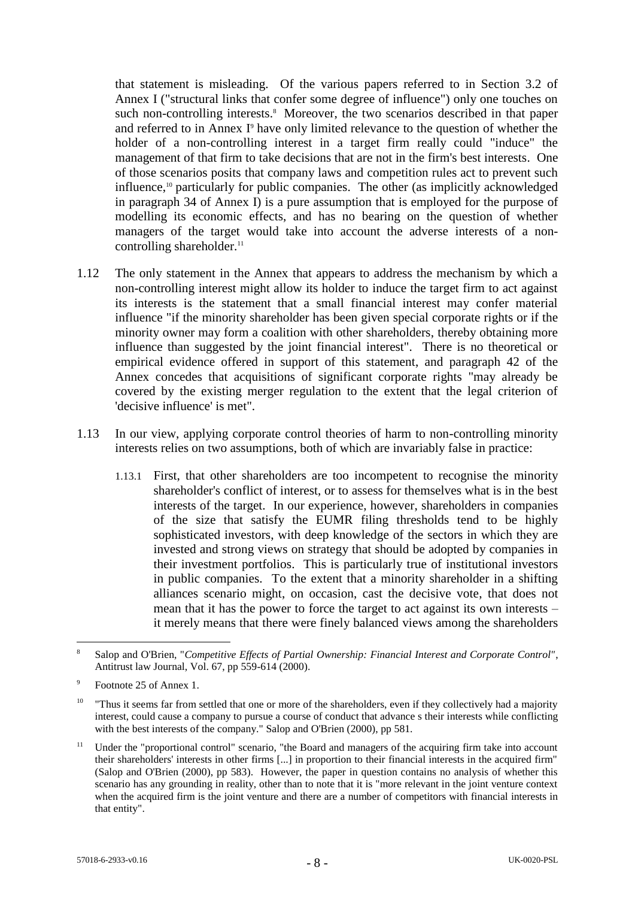that statement is misleading. Of the various papers referred to in Section 3.2 of Annex I ("structural links that confer some degree of influence") only one touches on such non-controlling interests.[8] Moreover, the two scenarios described in that paper and referred to in Annex I[9] have only limited relevance to the question of whether the holder of a non-controlling interest in a target firm really could "induce" the management of that firm to take decisions that are not in the firm's best interests. One of those scenarios posits that company laws and competition rules act to prevent such influence,[10] particularly for public companies. The other (as implicitly acknowledged in paragraph 34 of Annex I) is a pure assumption that is employed for the purpose of modelling its economic effects, and has no bearing on the question of whether managers of the target would take into account the adverse interests of a non-controlling shareholder.[11]

1.12 The only statement in the Annex that appears to address the mechanism by which a non-controlling interest might allow its holder to induce the target firm to act against its interests is the statement that a small financial interest may confer material influence "if the minority shareholder has been given special corporate rights or if the minority owner may form a coalition with other shareholders, thereby obtaining more influence than suggested by the joint financial interest". There is no theoretical or empirical evidence offered in support of this statement, and paragraph 42 of the Annex concedes that acquisitions of significant corporate rights "may already be covered by the existing merger regulation to the extent that the legal criterion of 'decisive influence' is met".

1.13 In our view, applying corporate control theories of harm to non-controlling minority interests relies on two assumptions, both of which are invariably false in practice:

1.13.1 First, that other shareholders are too incompetent to recognise the minority shareholder's conflict of interest, or to assess for themselves what is in the best interests of the target. In our experience, however, shareholders in companies of the size that satisfy the EUMR filing thresholds tend to be highly sophisticated investors, with deep knowledge of the sectors in which they are invested and strong views on strategy that should be adopted by companies in their investment portfolios. This is particularly true of institutional investors in public companies. To the extent that a minority shareholder in a shifting alliances scenario might, on occasion, cast the decisive vote, that does not mean that it has the power to force the target to act against its own interests – it merely means that there were finely balanced views among the shareholders

---

[8] Salop and O'Brien, "*Competitive Effects of Partial Ownership: Financial Interest and Corporate Control*", Antitrust law Journal, Vol. 67, pp 559-614 (2000).

[9] Footnote 25 of Annex 1.

[10] "Thus it seems far from settled that one or more of the shareholders, even if they collectively had a majority interest, could cause a company to pursue a course of conduct that advance s their interests while conflicting with the best interests of the company." Salop and O'Brien (2000), pp 581.

[11] Under the "proportional control" scenario, "the Board and managers of the acquiring firm take into account their shareholders' interests in other firms [...] in proportion to their financial interests in the acquired firm" (Salop and O'Brien (2000), pp 583). However, the paper in question contains no analysis of whether this scenario has any grounding in reality, other than to note that it is "more relevant in the joint venture context when the acquired firm is the joint venture and there are a number of competitors with financial interests in that entity".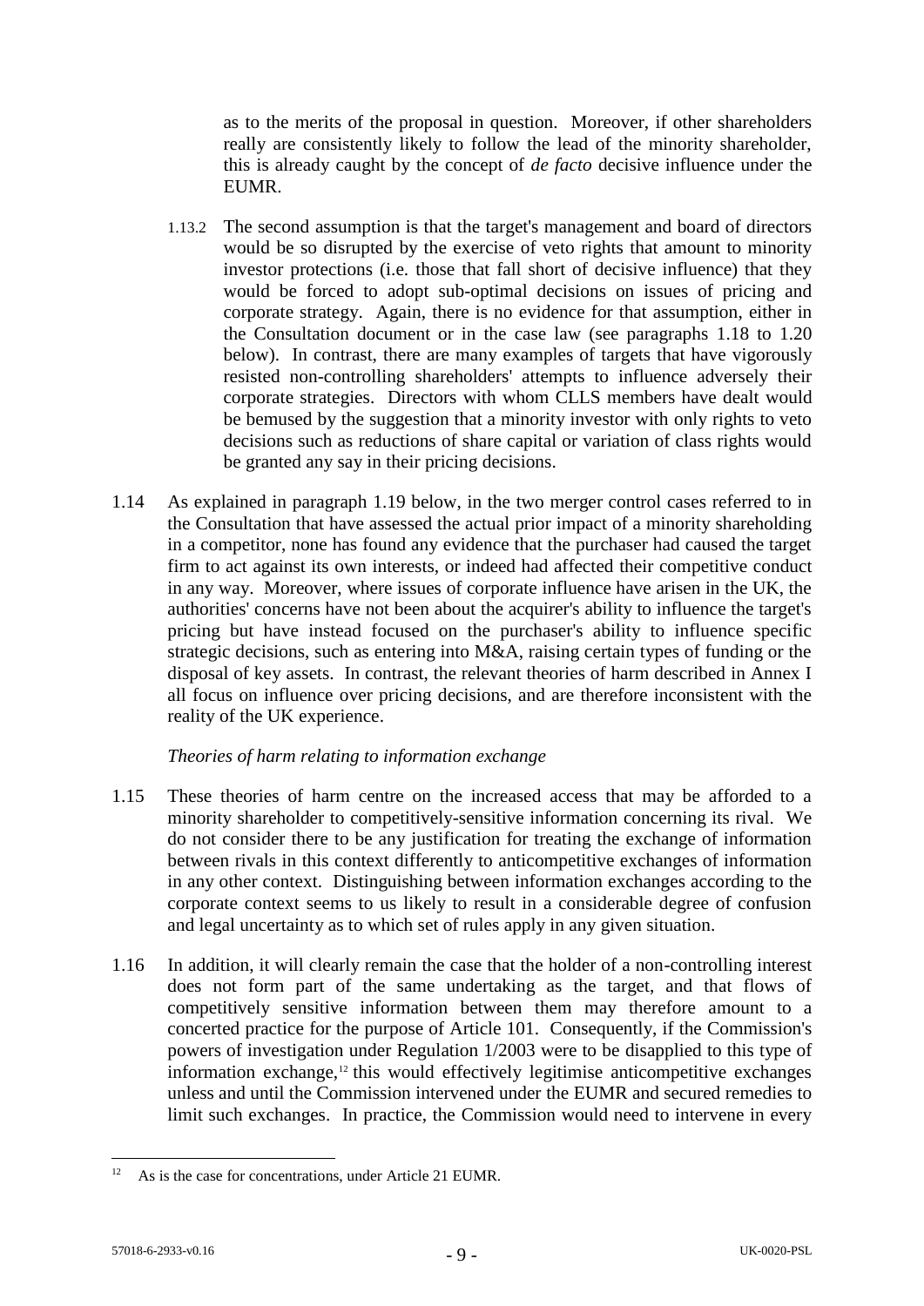as to the merits of the proposal in question. Moreover, if other shareholders really are consistently likely to follow the lead of the minority shareholder, this is already caught by the concept of *de facto* decisive influence under the EUMR.

1.13.2 The second assumption is that the target's management and board of directors would be so disrupted by the exercise of veto rights that amount to minority investor protections (i.e. those that fall short of decisive influence) that they would be forced to adopt sub-optimal decisions on issues of pricing and corporate strategy. Again, there is no evidence for that assumption, either in the Consultation document or in the case law (see paragraphs 1.18 to 1.20 below). In contrast, there are many examples of targets that have vigorously resisted non-controlling shareholders' attempts to influence adversely their corporate strategies. Directors with whom CLLS members have dealt would be bemused by the suggestion that a minority investor with only rights to veto decisions such as reductions of share capital or variation of class rights would be granted any say in their pricing decisions.

1.14 As explained in paragraph 1.19 below, in the two merger control cases referred to in the Consultation that have assessed the actual prior impact of a minority shareholding in a competitor, none has found any evidence that the purchaser had caused the target firm to act against its own interests, or indeed had affected their competitive conduct in any way. Moreover, where issues of corporate influence have arisen in the UK, the authorities' concerns have not been about the acquirer's ability to influence the target's pricing but have instead focused on the purchaser's ability to influence specific strategic decisions, such as entering into M&A, raising certain types of funding or the disposal of key assets. In contrast, the relevant theories of harm described in Annex I all focus on influence over pricing decisions, and are therefore inconsistent with the reality of the UK experience.

*Theories of harm relating to information exchange*

1.15 These theories of harm centre on the increased access that may be afforded to a minority shareholder to competitively-sensitive information concerning its rival. We do not consider there to be any justification for treating the exchange of information between rivals in this context differently to anticompetitive exchanges of information in any other context. Distinguishing between information exchanges according to the corporate context seems to us likely to result in a considerable degree of confusion and legal uncertainty as to which set of rules apply in any given situation.

1.16 In addition, it will clearly remain the case that the holder of a non-controlling interest does not form part of the same undertaking as the target, and that flows of competitively sensitive information between them may therefore amount to a concerted practice for the purpose of Article 101. Consequently, if the Commission's powers of investigation under Regulation 1/2003 were to be disapplied to this type of information exchange,[12] this would effectively legitimise anticompetitive exchanges unless and until the Commission intervened under the EUMR and secured remedies to limit such exchanges. In practice, the Commission would need to intervene in every

[12] As is the case for concentrations, under Article 21 EUMR.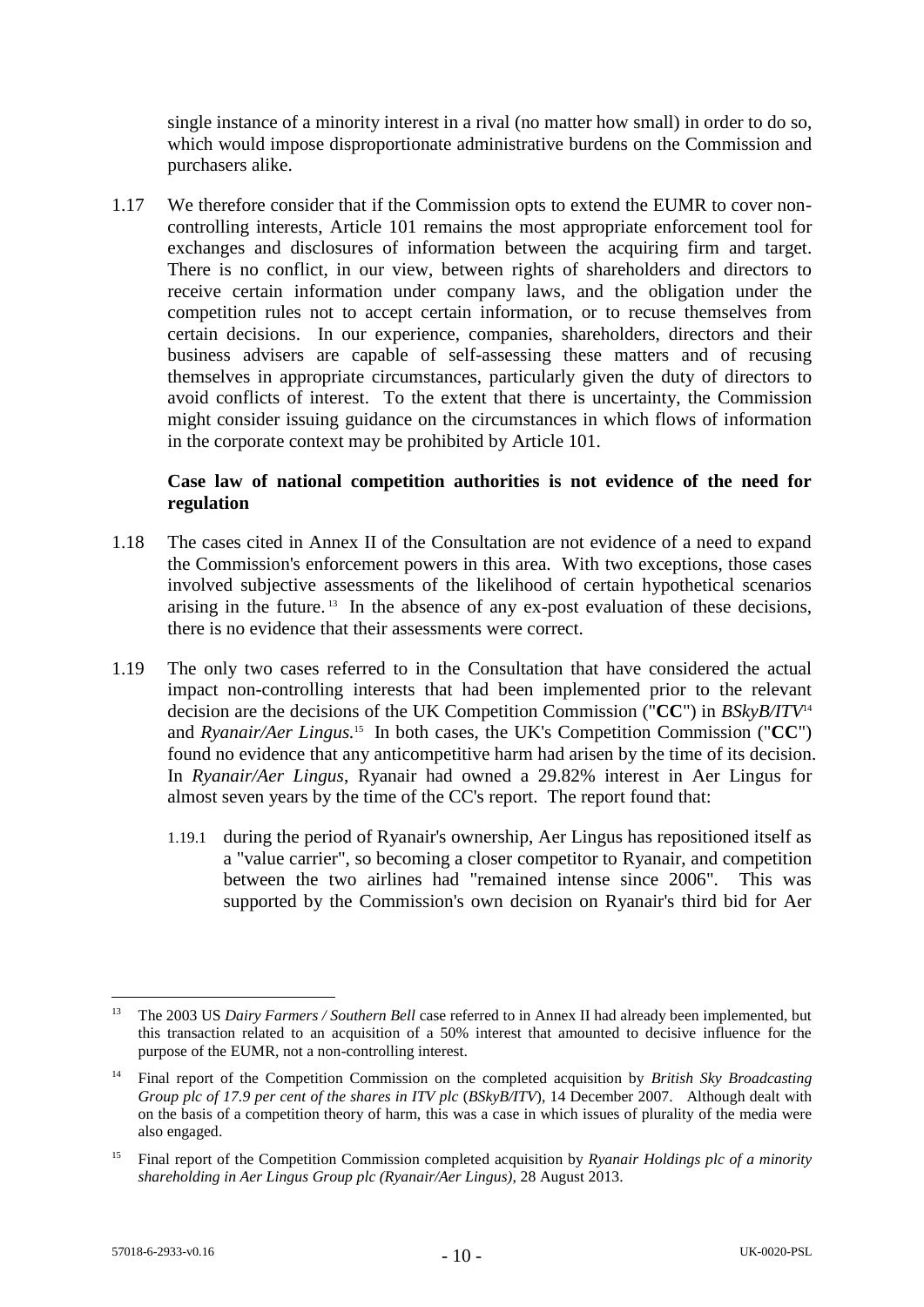single instance of a minority interest in a rival (no matter how small) in order to do so, which would impose disproportionate administrative burdens on the Commission and purchasers alike.

1.17 We therefore consider that if the Commission opts to extend the EUMR to cover non-controlling interests, Article 101 remains the most appropriate enforcement tool for exchanges and disclosures of information between the acquiring firm and target. There is no conflict, in our view, between rights of shareholders and directors to receive certain information under company laws, and the obligation under the competition rules not to accept certain information, or to recuse themselves from certain decisions. In our experience, companies, shareholders, directors and their business advisers are capable of self-assessing these matters and of recusing themselves in appropriate circumstances, particularly given the duty of directors to avoid conflicts of interest. To the extent that there is uncertainty, the Commission might consider issuing guidance on the circumstances in which flows of information in the corporate context may be prohibited by Article 101.

**Case law of national competition authorities is not evidence of the need for regulation**

1.18 The cases cited in Annex II of the Consultation are not evidence of a need to expand the Commission's enforcement powers in this area. With two exceptions, those cases involved subjective assessments of the likelihood of certain hypothetical scenarios arising in the future.[13] In the absence of any ex-post evaluation of these decisions, there is no evidence that their assessments were correct.

1.19 The only two cases referred to in the Consultation that have considered the actual impact non-controlling interests that had been implemented prior to the relevant decision are the decisions of the UK Competition Commission ("**CC**") in *BSkyB/ITV*[14] and *Ryanair/Aer Lingus.*[15] In both cases, the UK's Competition Commission ("**CC**") found no evidence that any anticompetitive harm had arisen by the time of its decision. In *Ryanair/Aer Lingus*, Ryanair had owned a 29.82% interest in Aer Lingus for almost seven years by the time of the CC's report. The report found that:

1.19.1 during the period of Ryanair's ownership, Aer Lingus has repositioned itself as a "value carrier", so becoming a closer competitor to Ryanair, and competition between the two airlines had "remained intense since 2006". This was supported by the Commission's own decision on Ryanair's third bid for Aer

---

[13] The 2003 US *Dairy Farmers / Southern Bell* case referred to in Annex II had already been implemented, but this transaction related to an acquisition of a 50% interest that amounted to decisive influence for the purpose of the EUMR, not a non-controlling interest.

[14] Final report of the Competition Commission on the completed acquisition by *British Sky Broadcasting Group plc of 17.9 per cent of the shares in ITV plc* (*BSkyB/ITV*), 14 December 2007. Although dealt with on the basis of a competition theory of harm, this was a case in which issues of plurality of the media were also engaged.

[15] Final report of the Competition Commission completed acquisition by *Ryanair Holdings plc of a minority shareholding in Aer Lingus Group plc (Ryanair/Aer Lingus)*, 28 August 2013.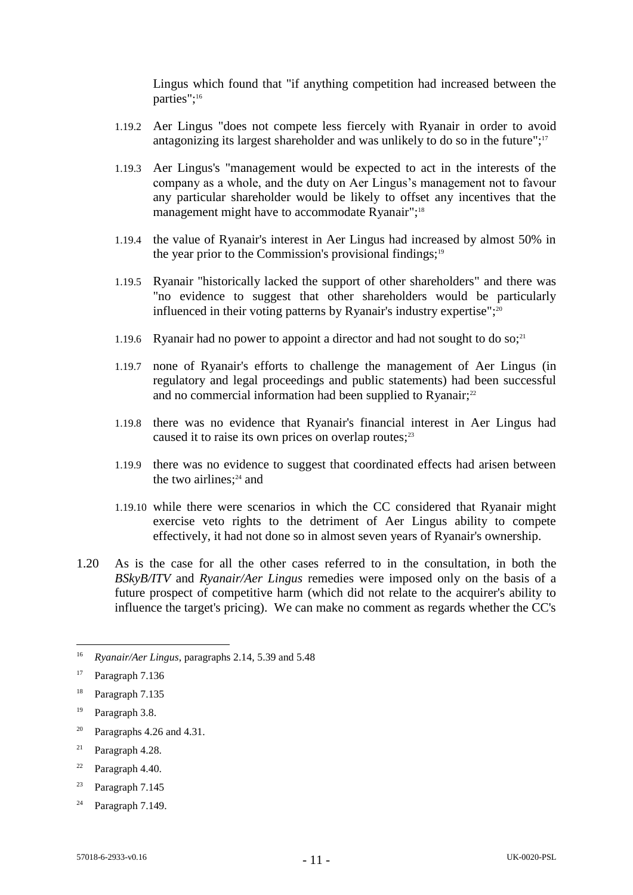Lingus which found that "if anything competition had increased between the parties";[16]

1.19.2 Aer Lingus "does not compete less fiercely with Ryanair in order to avoid antagonizing its largest shareholder and was unlikely to do so in the future";[17]

1.19.3 Aer Lingus's "management would be expected to act in the interests of the company as a whole, and the duty on Aer Lingus's management not to favour any particular shareholder would be likely to offset any incentives that the management might have to accommodate Ryanair";[18]

1.19.4 the value of Ryanair's interest in Aer Lingus had increased by almost 50% in the year prior to the Commission's provisional findings;[19]

1.19.5 Ryanair "historically lacked the support of other shareholders" and there was "no evidence to suggest that other shareholders would be particularly influenced in their voting patterns by Ryanair's industry expertise";[20]

1.19.6 Ryanair had no power to appoint a director and had not sought to do so;[21]

1.19.7 none of Ryanair's efforts to challenge the management of Aer Lingus (in regulatory and legal proceedings and public statements) had been successful and no commercial information had been supplied to Ryanair;[22]

1.19.8 there was no evidence that Ryanair's financial interest in Aer Lingus had caused it to raise its own prices on overlap routes;[23]

1.19.9 there was no evidence to suggest that coordinated effects had arisen between the two airlines;[24] and

1.19.10 while there were scenarios in which the CC considered that Ryanair might exercise veto rights to the detriment of Aer Lingus ability to compete effectively, it had not done so in almost seven years of Ryanair's ownership.

1.20 As is the case for all the other cases referred to in the consultation, in both the *BSkyB/ITV* and *Ryanair/Aer Lingus* remedies were imposed only on the basis of a future prospect of competitive harm (which did not relate to the acquirer's ability to influence the target's pricing). We can make no comment as regards whether the CC's

---

[16] *Ryanair/Aer Lingus*, paragraphs 2.14, 5.39 and 5.48

[17] Paragraph 7.136

[18] Paragraph 7.135

[19] Paragraph 3.8.

[20] Paragraphs 4.26 and 4.31.

[21] Paragraph 4.28.

[22] Paragraph 4.40.

[23] Paragraph 7.145

[24] Paragraph 7.149.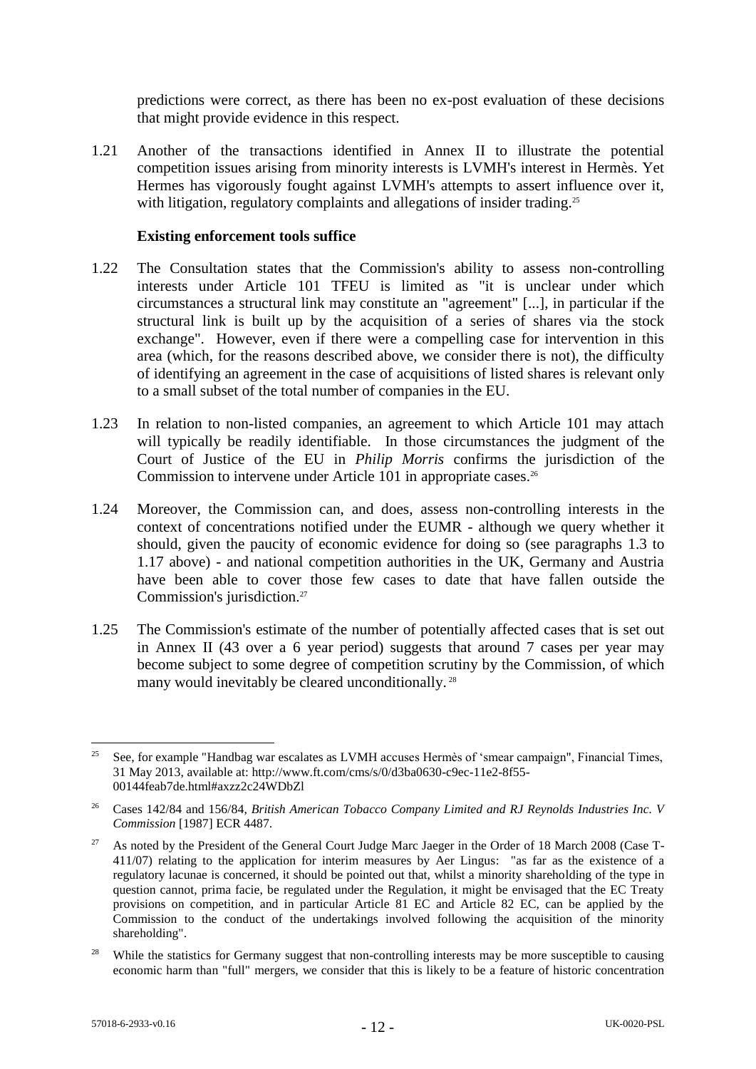predictions were correct, as there has been no ex-post evaluation of these decisions that might provide evidence in this respect.

1.21 Another of the transactions identified in Annex II to illustrate the potential competition issues arising from minority interests is LVMH's interest in Hermès. Yet Hermes has vigorously fought against LVMH's attempts to assert influence over it, with litigation, regulatory complaints and allegations of insider trading.[25]

**Existing enforcement tools suffice**

1.22 The Consultation states that the Commission's ability to assess non-controlling interests under Article 101 TFEU is limited as "it is unclear under which circumstances a structural link may constitute an "agreement" [...], in particular if the structural link is built up by the acquisition of a series of shares via the stock exchange". However, even if there were a compelling case for intervention in this area (which, for the reasons described above, we consider there is not), the difficulty of identifying an agreement in the case of acquisitions of listed shares is relevant only to a small subset of the total number of companies in the EU.

1.23 In relation to non-listed companies, an agreement to which Article 101 may attach will typically be readily identifiable. In those circumstances the judgment of the Court of Justice of the EU in *Philip Morris* confirms the jurisdiction of the Commission to intervene under Article 101 in appropriate cases.[26]

1.24 Moreover, the Commission can, and does, assess non-controlling interests in the context of concentrations notified under the EUMR - although we query whether it should, given the paucity of economic evidence for doing so (see paragraphs 1.3 to 1.17 above) - and national competition authorities in the UK, Germany and Austria have been able to cover those few cases to date that have fallen outside the Commission's jurisdiction.[27]

1.25 The Commission's estimate of the number of potentially affected cases that is set out in Annex II (43 over a 6 year period) suggests that around 7 cases per year may become subject to some degree of competition scrutiny by the Commission, of which many would inevitably be cleared unconditionally.[28]

---

[25] See, for example "Handbag war escalates as LVMH accuses Hermès of 'smear campaign", Financial Times, 31 May 2013, available at: http://www.ft.com/cms/s/0/d3ba0630-c9ec-11e2-8f55-00144feab7de.html#axzz2c24WDbZl

[26] Cases 142/84 and 156/84, *British American Tobacco Company Limited and RJ Reynolds Industries Inc. V Commission* [1987] ECR 4487.

[27] As noted by the President of the General Court Judge Marc Jaeger in the Order of 18 March 2008 (Case T-411/07) relating to the application for interim measures by Aer Lingus: "as far as the existence of a regulatory lacunae is concerned, it should be pointed out that, whilst a minority shareholding of the type in question cannot, prima facie, be regulated under the Regulation, it might be envisaged that the EC Treaty provisions on competition, and in particular Article 81 EC and Article 82 EC, can be applied by the Commission to the conduct of the undertakings involved following the acquisition of the minority shareholding".

[28] While the statistics for Germany suggest that non-controlling interests may be more susceptible to causing economic harm than "full" mergers, we consider that this is likely to be a feature of historic concentration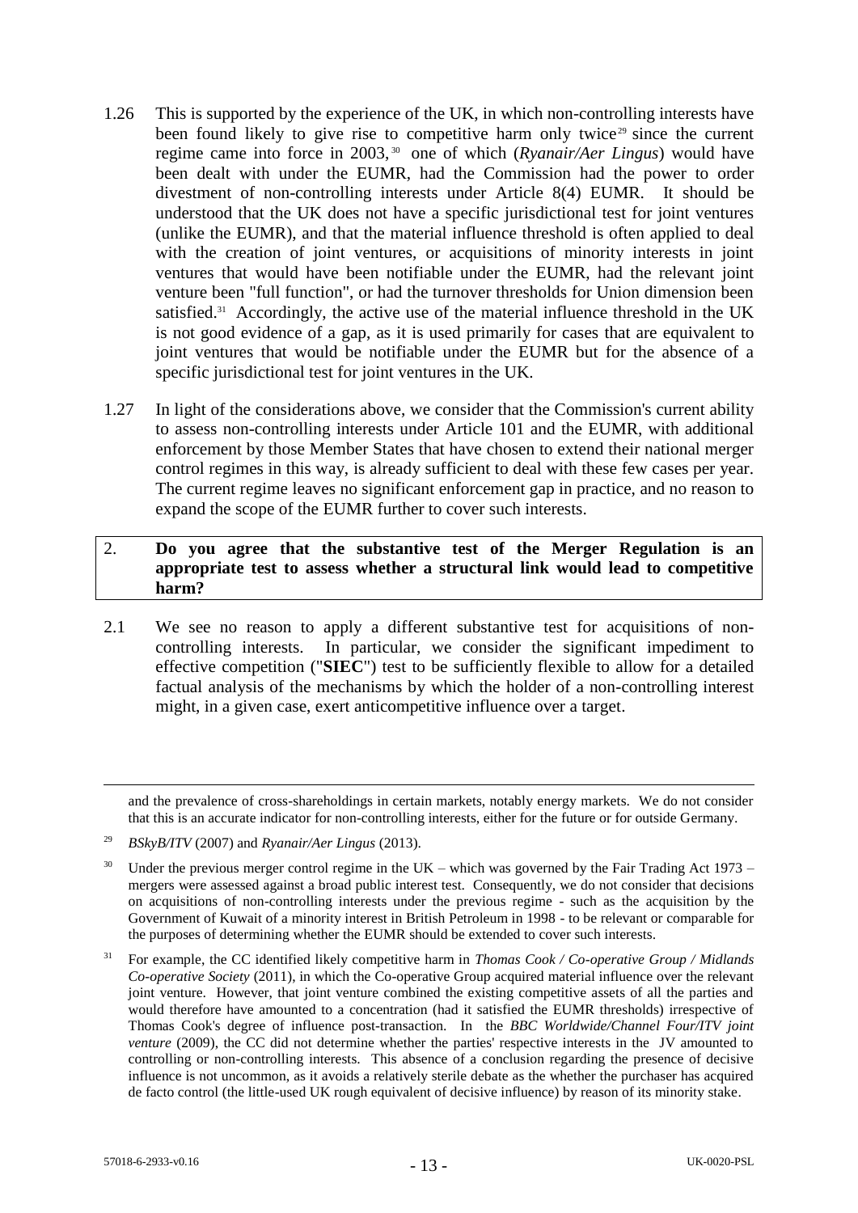1.26 This is supported by the experience of the UK, in which non-controlling interests have been found likely to give rise to competitive harm only twice[29] since the current regime came into force in 2003,[30] one of which (*Ryanair/Aer Lingus*) would have been dealt with under the EUMR, had the Commission had the power to order divestment of non-controlling interests under Article 8(4) EUMR. It should be understood that the UK does not have a specific jurisdictional test for joint ventures (unlike the EUMR), and that the material influence threshold is often applied to deal with the creation of joint ventures, or acquisitions of minority interests in joint ventures that would have been notifiable under the EUMR, had the relevant joint venture been "full function", or had the turnover thresholds for Union dimension been satisfied.[31] Accordingly, the active use of the material influence threshold in the UK is not good evidence of a gap, as it is used primarily for cases that are equivalent to joint ventures that would be notifiable under the EUMR but for the absence of a specific jurisdictional test for joint ventures in the UK.

1.27 In light of the considerations above, we consider that the Commission's current ability to assess non-controlling interests under Article 101 and the EUMR, with additional enforcement by those Member States that have chosen to extend their national merger control regimes in this way, is already sufficient to deal with these few cases per year. The current regime leaves no significant enforcement gap in practice, and no reason to expand the scope of the EUMR further to cover such interests.

**2. Do you agree that the substantive test of the Merger Regulation is an appropriate test to assess whether a structural link would lead to competitive harm?**

2.1 We see no reason to apply a different substantive test for acquisitions of non-controlling interests. In particular, we consider the significant impediment to effective competition ("**SIEC**") test to be sufficiently flexible to allow for a detailed factual analysis of the mechanisms by which the holder of a non-controlling interest might, in a given case, exert anticompetitive influence over a target.

---

and the prevalence of cross-shareholdings in certain markets, notably energy markets. We do not consider that this is an accurate indicator for non-controlling interests, either for the future or for outside Germany.

[29] *BSkyB/ITV* (2007) and *Ryanair/Aer Lingus* (2013).

[30] Under the previous merger control regime in the UK – which was governed by the Fair Trading Act 1973 – mergers were assessed against a broad public interest test. Consequently, we do not consider that decisions on acquisitions of non-controlling interests under the previous regime - such as the acquisition by the Government of Kuwait of a minority interest in British Petroleum in 1998 - to be relevant or comparable for the purposes of determining whether the EUMR should be extended to cover such interests.

[31] For example, the CC identified likely competitive harm in *Thomas Cook / Co-operative Group / Midlands Co-operative Society* (2011), in which the Co-operative Group acquired material influence over the relevant joint venture. However, that joint venture combined the existing competitive assets of all the parties and would therefore have amounted to a concentration (had it satisfied the EUMR thresholds) irrespective of Thomas Cook's degree of influence post-transaction. In the *BBC Worldwide/Channel Four/ITV joint venture* (2009), the CC did not determine whether the parties' respective interests in the JV amounted to controlling or non-controlling interests. This absence of a conclusion regarding the presence of decisive influence is not uncommon, as it avoids a relatively sterile debate as the whether the purchaser has acquired de facto control (the little-used UK rough equivalent of decisive influence) by reason of its minority stake.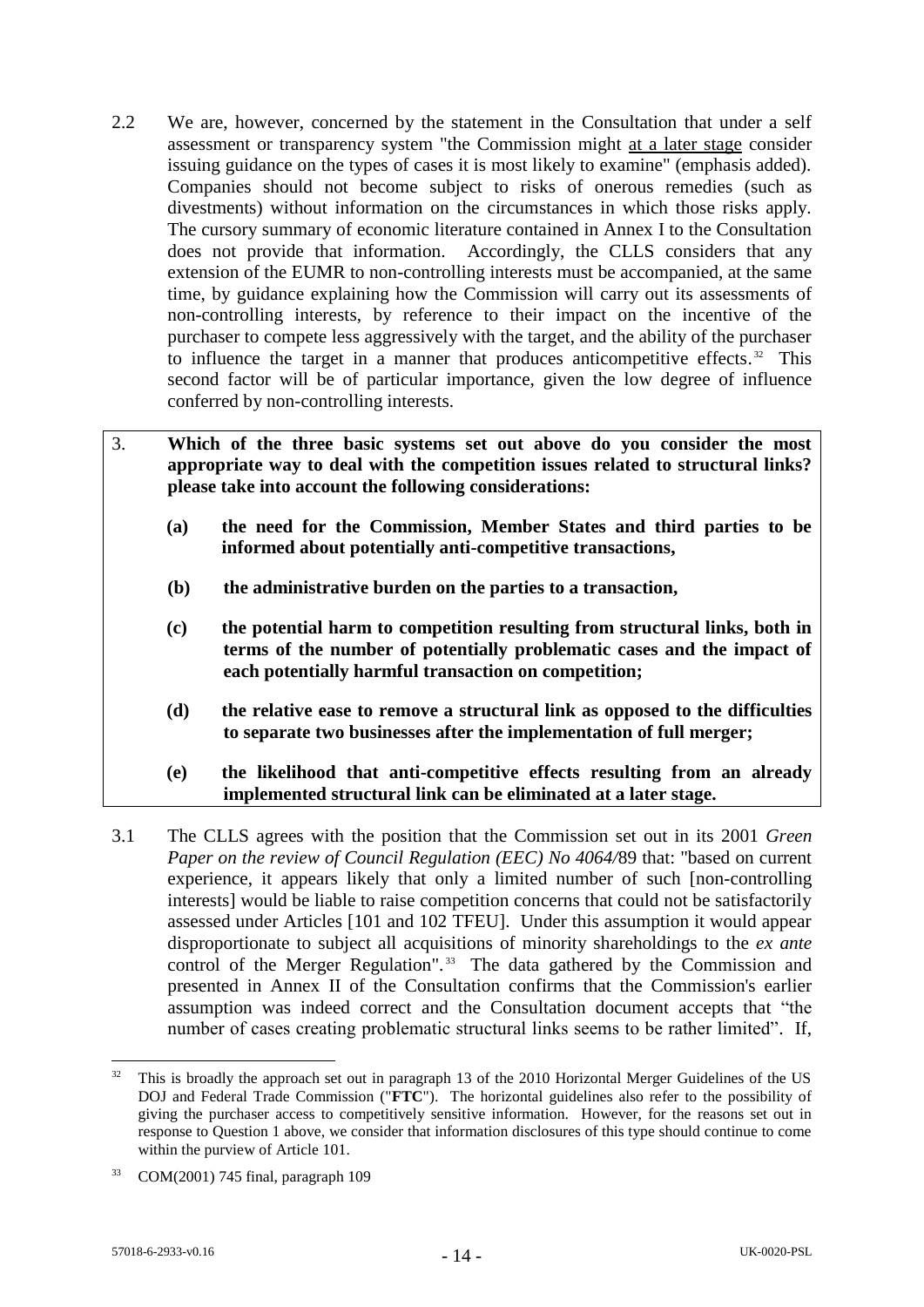2.2 We are, however, concerned by the statement in the Consultation that under a self assessment or transparency system "the Commission might <u>at a later stage</u> consider issuing guidance on the types of cases it is most likely to examine" (emphasis added). Companies should not become subject to risks of onerous remedies (such as divestments) without information on the circumstances in which those risks apply. The cursory summary of economic literature contained in Annex I to the Consultation does not provide that information. Accordingly, the CLLS considers that any extension of the EUMR to non-controlling interests must be accompanied, at the same time, by guidance explaining how the Commission will carry out its assessments of non-controlling interests, by reference to their impact on the incentive of the purchaser to compete less aggressively with the target, and the ability of the purchaser to influence the target in a manner that produces anticompetitive effects.[32] This second factor will be of particular importance, given the low degree of influence conferred by non-controlling interests.

3. **Which of the three basic systems set out above do you consider the most appropriate way to deal with the competition issues related to structural links? please take into account the following considerations:**

   **(a) the need for the Commission, Member States and third parties to be informed about potentially anti-competitive transactions,**

   **(b) the administrative burden on the parties to a transaction,**

   **(c) the potential harm to competition resulting from structural links, both in terms of the number of potentially problematic cases and the impact of each potentially harmful transaction on competition;**

   **(d) the relative ease to remove a structural link as opposed to the difficulties to separate two businesses after the implementation of full merger;**

   **(e) the likelihood that anti-competitive effects resulting from an already implemented structural link can be eliminated at a later stage.**

3.1 The CLLS agrees with the position that the Commission set out in its 2001 *Green Paper on the review of Council Regulation (EEC) No 4064/*89 that: "based on current experience, it appears likely that only a limited number of such [non-controlling interests] would be liable to raise competition concerns that could not be satisfactorily assessed under Articles [101 and 102 TFEU]. Under this assumption it would appear disproportionate to subject all acquisitions of minority shareholdings to the *ex ante* control of the Merger Regulation".[33] The data gathered by the Commission and presented in Annex II of the Consultation confirms that the Commission's earlier assumption was indeed correct and the Consultation document accepts that "the number of cases creating problematic structural links seems to be rather limited". If,

---

[32] This is broadly the approach set out in paragraph 13 of the 2010 Horizontal Merger Guidelines of the US DOJ and Federal Trade Commission ("**FTC**"). The horizontal guidelines also refer to the possibility of giving the purchaser access to competitively sensitive information. However, for the reasons set out in response to Question 1 above, we consider that information disclosures of this type should continue to come within the purview of Article 101.

[33] COM(2001) 745 final, paragraph 109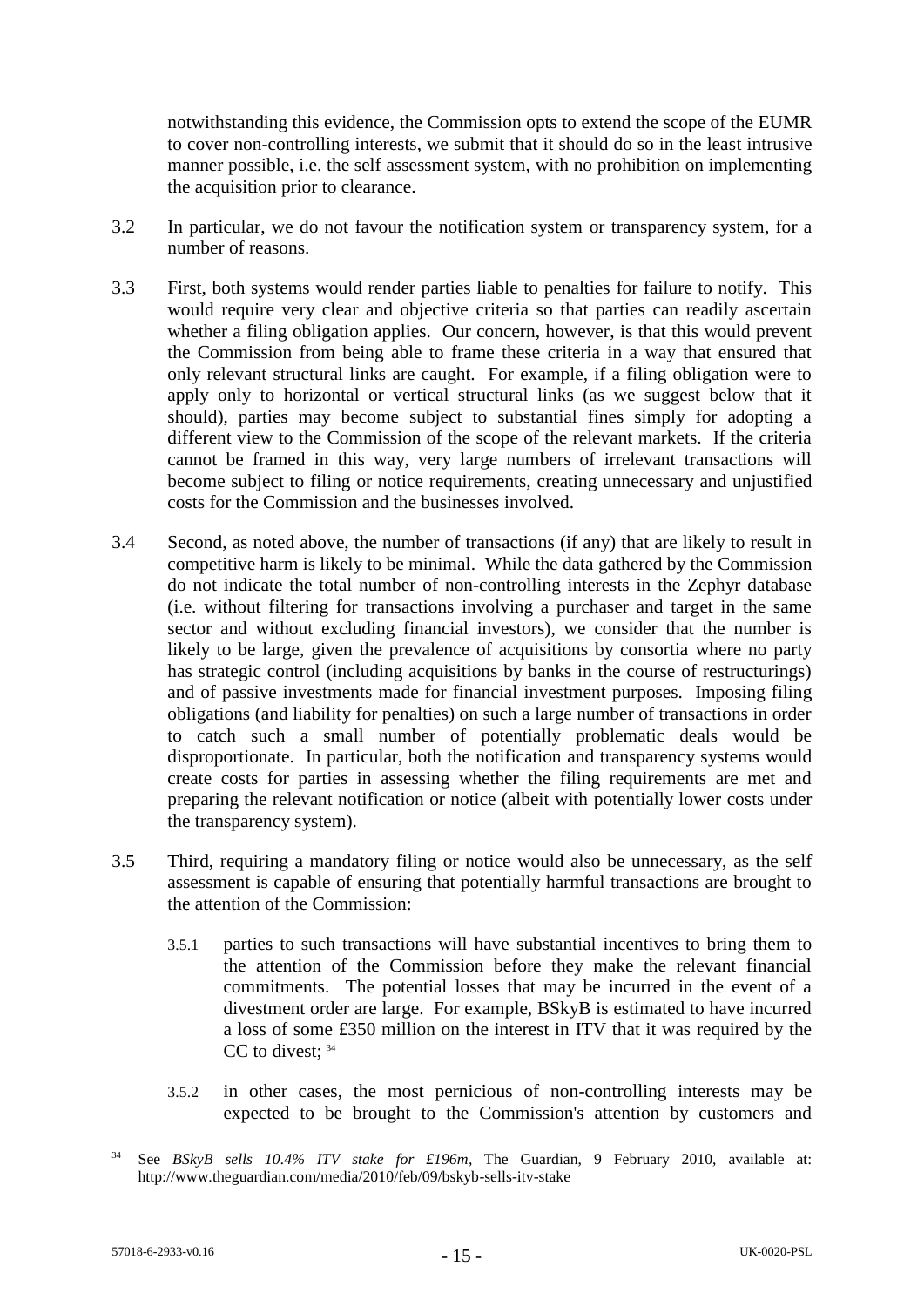notwithstanding this evidence, the Commission opts to extend the scope of the EUMR to cover non-controlling interests, we submit that it should do so in the least intrusive manner possible, i.e. the self assessment system, with no prohibition on implementing the acquisition prior to clearance.

3.2 In particular, we do not favour the notification system or transparency system, for a number of reasons.

3.3 First, both systems would render parties liable to penalties for failure to notify. This would require very clear and objective criteria so that parties can readily ascertain whether a filing obligation applies. Our concern, however, is that this would prevent the Commission from being able to frame these criteria in a way that ensured that only relevant structural links are caught. For example, if a filing obligation were to apply only to horizontal or vertical structural links (as we suggest below that it should), parties may become subject to substantial fines simply for adopting a different view to the Commission of the scope of the relevant markets. If the criteria cannot be framed in this way, very large numbers of irrelevant transactions will become subject to filing or notice requirements, creating unnecessary and unjustified costs for the Commission and the businesses involved.

3.4 Second, as noted above, the number of transactions (if any) that are likely to result in competitive harm is likely to be minimal. While the data gathered by the Commission do not indicate the total number of non-controlling interests in the Zephyr database (i.e. without filtering for transactions involving a purchaser and target in the same sector and without excluding financial investors), we consider that the number is likely to be large, given the prevalence of acquisitions by consortia where no party has strategic control (including acquisitions by banks in the course of restructurings) and of passive investments made for financial investment purposes. Imposing filing obligations (and liability for penalties) on such a large number of transactions in order to catch such a small number of potentially problematic deals would be disproportionate. In particular, both the notification and transparency systems would create costs for parties in assessing whether the filing requirements are met and preparing the relevant notification or notice (albeit with potentially lower costs under the transparency system).

3.5 Third, requiring a mandatory filing or notice would also be unnecessary, as the self assessment is capable of ensuring that potentially harmful transactions are brought to the attention of the Commission:

3.5.1 parties to such transactions will have substantial incentives to bring them to the attention of the Commission before they make the relevant financial commitments. The potential losses that may be incurred in the event of a divestment order are large. For example, BSkyB is estimated to have incurred a loss of some £350 million on the interest in ITV that it was required by the CC to divest; [34]

3.5.2 in other cases, the most pernicious of non-controlling interests may be expected to be brought to the Commission's attention by customers and

[34] See *BSkyB sells 10.4% ITV stake for £196m*, The Guardian, 9 February 2010, available at: http://www.theguardian.com/media/2010/feb/09/bskyb-sells-itv-stake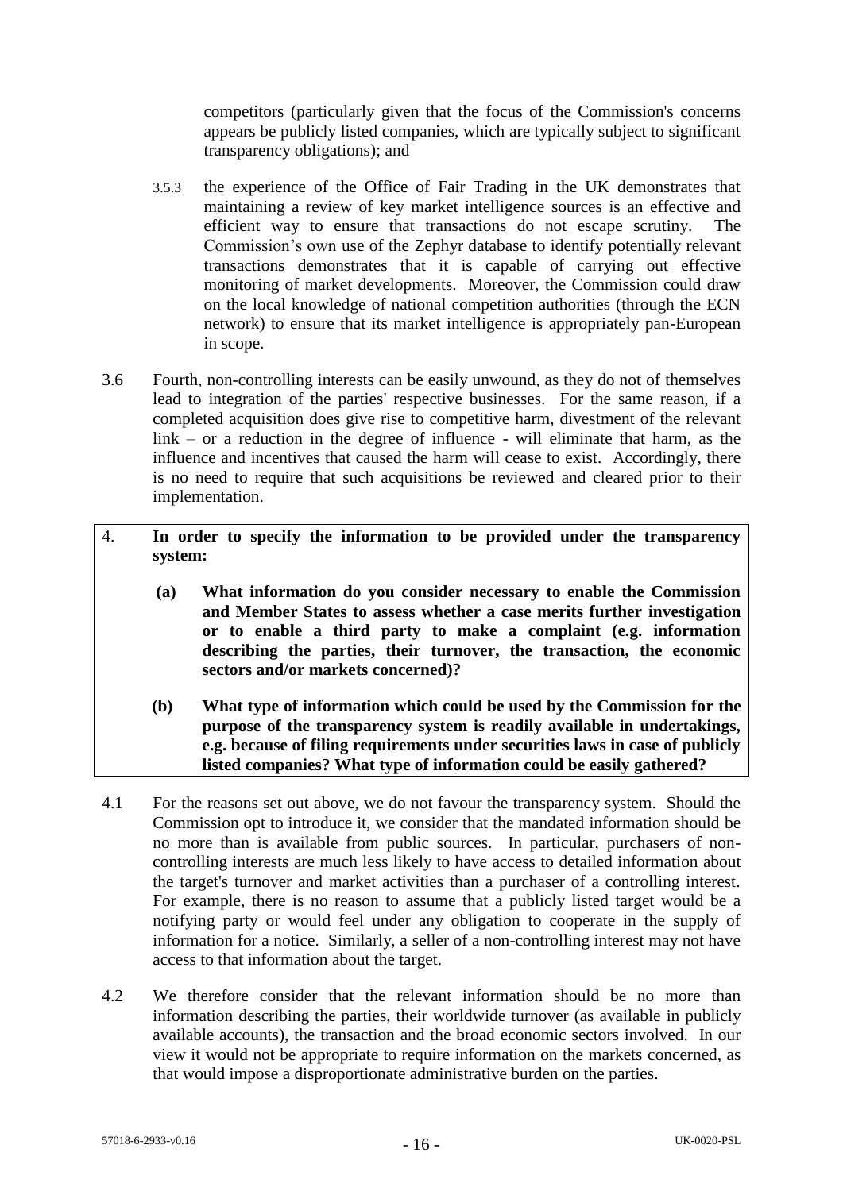competitors (particularly given that the focus of the Commission's concerns appears be publicly listed companies, which are typically subject to significant transparency obligations); and

3.5.3 the experience of the Office of Fair Trading in the UK demonstrates that maintaining a review of key market intelligence sources is an effective and efficient way to ensure that transactions do not escape scrutiny. The Commission's own use of the Zephyr database to identify potentially relevant transactions demonstrates that it is capable of carrying out effective monitoring of market developments. Moreover, the Commission could draw on the local knowledge of national competition authorities (through the ECN network) to ensure that its market intelligence is appropriately pan-European in scope.

3.6 Fourth, non-controlling interests can be easily unwound, as they do not of themselves lead to integration of the parties' respective businesses. For the same reason, if a completed acquisition does give rise to competitive harm, divestment of the relevant link – or a reduction in the degree of influence - will eliminate that harm, as the influence and incentives that caused the harm will cease to exist. Accordingly, there is no need to require that such acquisitions be reviewed and cleared prior to their implementation.

**4. In order to specify the information to be provided under the transparency system:**

**(a) What information do you consider necessary to enable the Commission and Member States to assess whether a case merits further investigation or to enable a third party to make a complaint (e.g. information describing the parties, their turnover, the transaction, the economic sectors and/or markets concerned)?**

**(b) What type of information which could be used by the Commission for the purpose of the transparency system is readily available in undertakings, e.g. because of filing requirements under securities laws in case of publicly listed companies? What type of information could be easily gathered?**

4.1 For the reasons set out above, we do not favour the transparency system. Should the Commission opt to introduce it, we consider that the mandated information should be no more than is available from public sources. In particular, purchasers of non-controlling interests are much less likely to have access to detailed information about the target's turnover and market activities than a purchaser of a controlling interest. For example, there is no reason to assume that a publicly listed target would be a notifying party or would feel under any obligation to cooperate in the supply of information for a notice. Similarly, a seller of a non-controlling interest may not have access to that information about the target.

4.2 We therefore consider that the relevant information should be no more than information describing the parties, their worldwide turnover (as available in publicly available accounts), the transaction and the broad economic sectors involved. In our view it would not be appropriate to require information on the markets concerned, as that would impose a disproportionate administrative burden on the parties.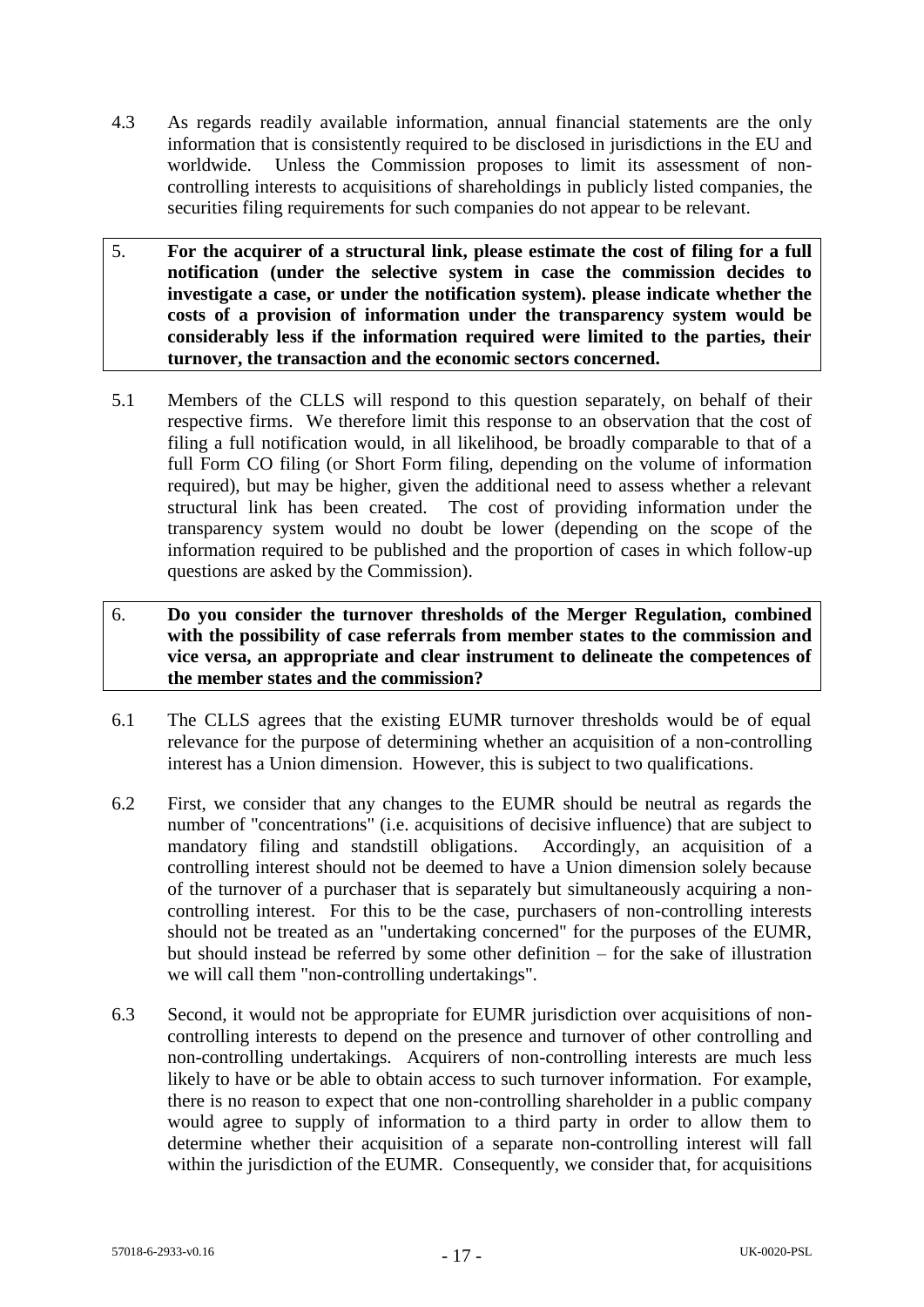4.3 As regards readily available information, annual financial statements are the only information that is consistently required to be disclosed in jurisdictions in the EU and worldwide. Unless the Commission proposes to limit its assessment of non-controlling interests to acquisitions of shareholdings in publicly listed companies, the securities filing requirements for such companies do not appear to be relevant.

**5. For the acquirer of a structural link, please estimate the cost of filing for a full notification (under the selective system in case the commission decides to investigate a case, or under the notification system). please indicate whether the costs of a provision of information under the transparency system would be considerably less if the information required were limited to the parties, their turnover, the transaction and the economic sectors concerned.**

5.1 Members of the CLLS will respond to this question separately, on behalf of their respective firms. We therefore limit this response to an observation that the cost of filing a full notification would, in all likelihood, be broadly comparable to that of a full Form CO filing (or Short Form filing, depending on the volume of information required), but may be higher, given the additional need to assess whether a relevant structural link has been created. The cost of providing information under the transparency system would no doubt be lower (depending on the scope of the information required to be published and the proportion of cases in which follow-up questions are asked by the Commission).

**6. Do you consider the turnover thresholds of the Merger Regulation, combined with the possibility of case referrals from member states to the commission and vice versa, an appropriate and clear instrument to delineate the competences of the member states and the commission?**

6.1 The CLLS agrees that the existing EUMR turnover thresholds would be of equal relevance for the purpose of determining whether an acquisition of a non-controlling interest has a Union dimension. However, this is subject to two qualifications.

6.2 First, we consider that any changes to the EUMR should be neutral as regards the number of "concentrations" (i.e. acquisitions of decisive influence) that are subject to mandatory filing and standstill obligations. Accordingly, an acquisition of a controlling interest should not be deemed to have a Union dimension solely because of the turnover of a purchaser that is separately but simultaneously acquiring a non-controlling interest. For this to be the case, purchasers of non-controlling interests should not be treated as an "undertaking concerned" for the purposes of the EUMR, but should instead be referred by some other definition – for the sake of illustration we will call them "non-controlling undertakings".

6.3 Second, it would not be appropriate for EUMR jurisdiction over acquisitions of non-controlling interests to depend on the presence and turnover of other controlling and non-controlling undertakings. Acquirers of non-controlling interests are much less likely to have or be able to obtain access to such turnover information. For example, there is no reason to expect that one non-controlling shareholder in a public company would agree to supply of information to a third party in order to allow them to determine whether their acquisition of a separate non-controlling interest will fall within the jurisdiction of the EUMR. Consequently, we consider that, for acquisitions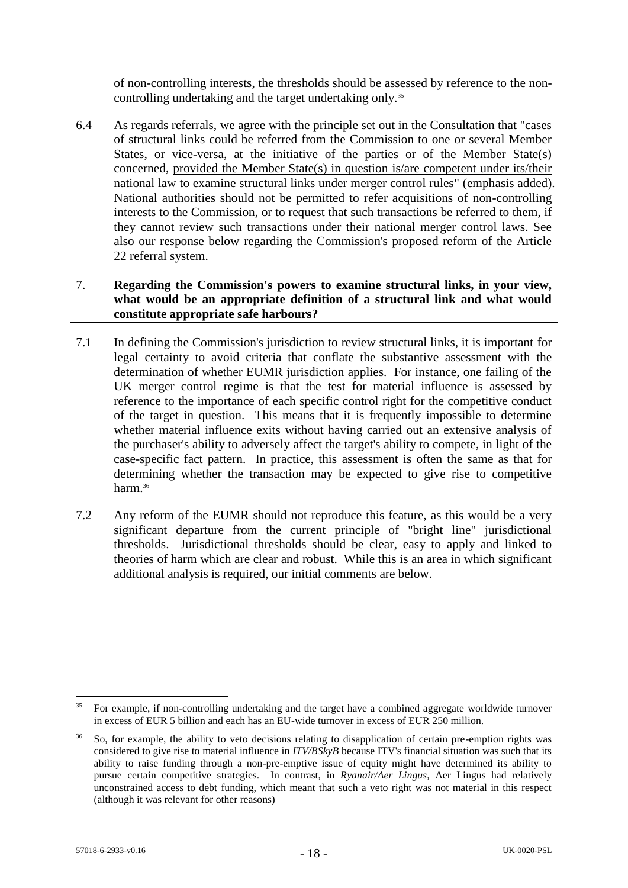of non-controlling interests, the thresholds should be assessed by reference to the non-controlling undertaking and the target undertaking only.[35]

6.4 As regards referrals, we agree with the principle set out in the Consultation that "cases of structural links could be referred from the Commission to one or several Member States, or vice-versa, at the initiative of the parties or of the Member State(s) concerned, <u>provided the Member State(s) in question is/are competent under its/their national law to examine structural links under merger control rules</u>" (emphasis added). National authorities should not be permitted to refer acquisitions of non-controlling interests to the Commission, or to request that such transactions be referred to them, if they cannot review such transactions under their national merger control laws. See also our response below regarding the Commission's proposed reform of the Article 22 referral system.

| 7. **Regarding the Commission's powers to examine structural links, in your view, what would be an appropriate definition of a structural link and what would constitute appropriate safe harbours?** |
|---|

7.1 In defining the Commission's jurisdiction to review structural links, it is important for legal certainty to avoid criteria that conflate the substantive assessment with the determination of whether EUMR jurisdiction applies. For instance, one failing of the UK merger control regime is that the test for material influence is assessed by reference to the importance of each specific control right for the competitive conduct of the target in question. This means that it is frequently impossible to determine whether material influence exits without having carried out an extensive analysis of the purchaser's ability to adversely affect the target's ability to compete, in light of the case-specific fact pattern. In practice, this assessment is often the same as that for determining whether the transaction may be expected to give rise to competitive harm.[36]

7.2 Any reform of the EUMR should not reproduce this feature, as this would be a very significant departure from the current principle of "bright line" jurisdictional thresholds. Jurisdictional thresholds should be clear, easy to apply and linked to theories of harm which are clear and robust. While this is an area in which significant additional analysis is required, our initial comments are below.

---

[35] For example, if non-controlling undertaking and the target have a combined aggregate worldwide turnover in excess of EUR 5 billion and each has an EU-wide turnover in excess of EUR 250 million.

[36] So, for example, the ability to veto decisions relating to disapplication of certain pre-emption rights was considered to give rise to material influence in *ITV/BSkyB* because ITV's financial situation was such that its ability to raise funding through a non-pre-emptive issue of equity might have determined its ability to pursue certain competitive strategies. In contrast, in *Ryanair/Aer Lingus*, Aer Lingus had relatively unconstrained access to debt funding, which meant that such a veto right was not material in this respect (although it was relevant for other reasons)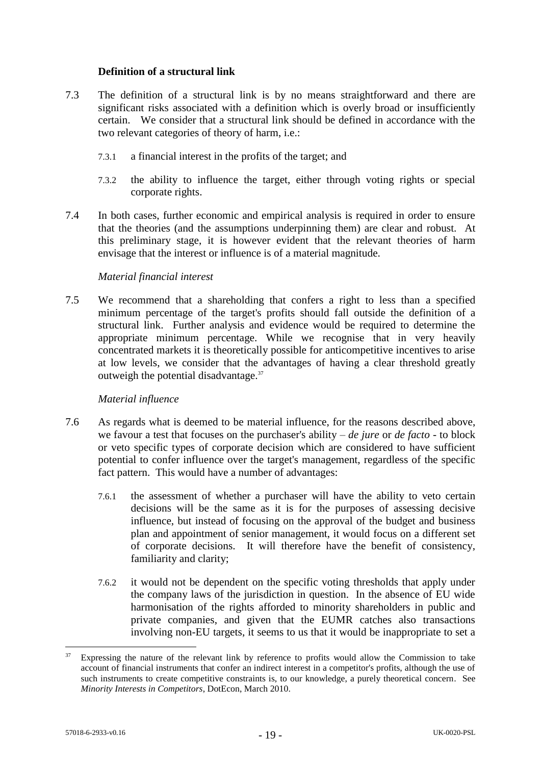### Definition of a structural link

7.3 The definition of a structural link is by no means straightforward and there are significant risks associated with a definition which is overly broad or insufficiently certain. We consider that a structural link should be defined in accordance with the two relevant categories of theory of harm, i.e.:

7.3.1 a financial interest in the profits of the target; and

7.3.2 the ability to influence the target, either through voting rights or special corporate rights.

7.4 In both cases, further economic and empirical analysis is required in order to ensure that the theories (and the assumptions underpinning them) are clear and robust. At this preliminary stage, it is however evident that the relevant theories of harm envisage that the interest or influence is of a material magnitude.

*Material financial interest*

7.5 We recommend that a shareholding that confers a right to less than a specified minimum percentage of the target's profits should fall outside the definition of a structural link. Further analysis and evidence would be required to determine the appropriate minimum percentage. While we recognise that in very heavily concentrated markets it is theoretically possible for anticompetitive incentives to arise at low levels, we consider that the advantages of having a clear threshold greatly outweigh the potential disadvantage.[37]

*Material influence*

7.6 As regards what is deemed to be material influence, for the reasons described above, we favour a test that focuses on the purchaser's ability – *de jure* or *de facto* - to block or veto specific types of corporate decision which are considered to have sufficient potential to confer influence over the target's management, regardless of the specific fact pattern. This would have a number of advantages:

7.6.1 the assessment of whether a purchaser will have the ability to veto certain decisions will be the same as it is for the purposes of assessing decisive influence, but instead of focusing on the approval of the budget and business plan and appointment of senior management, it would focus on a different set of corporate decisions. It will therefore have the benefit of consistency, familiarity and clarity;

7.6.2 it would not be dependent on the specific voting thresholds that apply under the company laws of the jurisdiction in question. In the absence of EU wide harmonisation of the rights afforded to minority shareholders in public and private companies, and given that the EUMR catches also transactions involving non-EU targets, it seems to us that it would be inappropriate to set a

---

[37] Expressing the nature of the relevant link by reference to profits would allow the Commission to take account of financial instruments that confer an indirect interest in a competitor's profits, although the use of such instruments to create competitive constraints is, to our knowledge, a purely theoretical concern. See *Minority Interests in Competitors*, DotEcon, March 2010.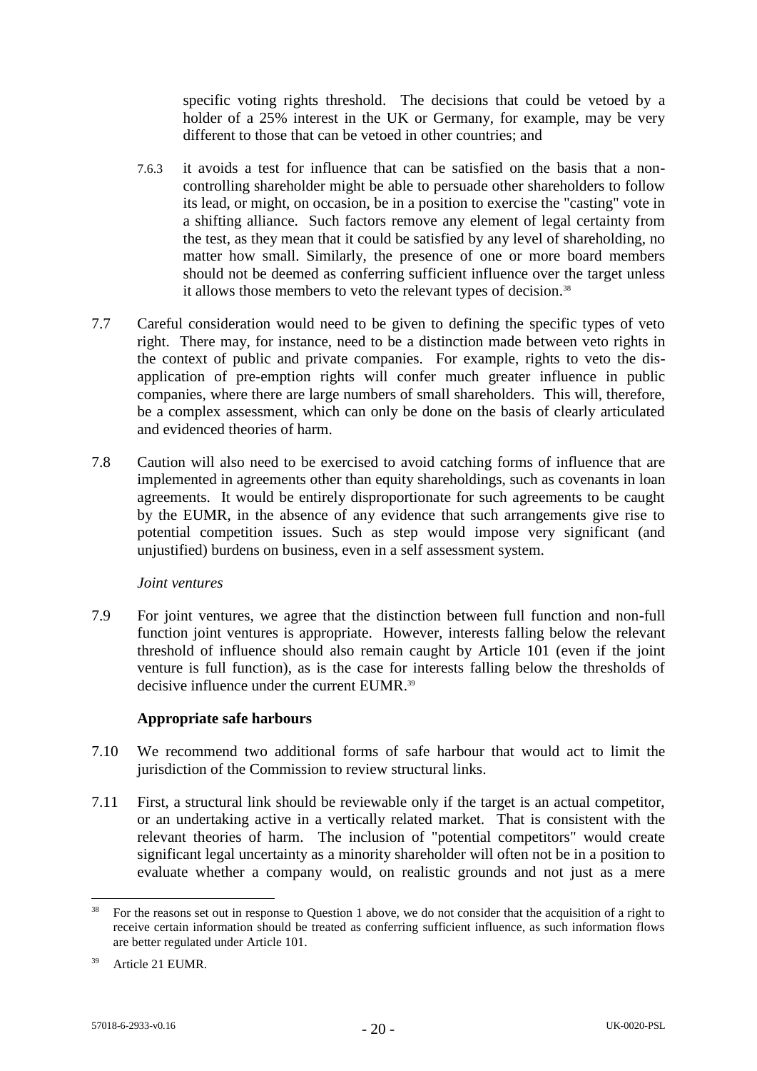specific voting rights threshold. The decisions that could be vetoed by a holder of a 25% interest in the UK or Germany, for example, may be very different to those that can be vetoed in other countries; and

7.6.3 it avoids a test for influence that can be satisfied on the basis that a non-controlling shareholder might be able to persuade other shareholders to follow its lead, or might, on occasion, be in a position to exercise the "casting" vote in a shifting alliance. Such factors remove any element of legal certainty from the test, as they mean that it could be satisfied by any level of shareholding, no matter how small. Similarly, the presence of one or more board members should not be deemed as conferring sufficient influence over the target unless it allows those members to veto the relevant types of decision.[38]

7.7 Careful consideration would need to be given to defining the specific types of veto right. There may, for instance, need to be a distinction made between veto rights in the context of public and private companies. For example, rights to veto the dis-application of pre-emption rights will confer much greater influence in public companies, where there are large numbers of small shareholders. This will, therefore, be a complex assessment, which can only be done on the basis of clearly articulated and evidenced theories of harm.

7.8 Caution will also need to be exercised to avoid catching forms of influence that are implemented in agreements other than equity shareholdings, such as covenants in loan agreements. It would be entirely disproportionate for such agreements to be caught by the EUMR, in the absence of any evidence that such arrangements give rise to potential competition issues. Such as step would impose very significant (and unjustified) burdens on business, even in a self assessment system.

*Joint ventures*

7.9 For joint ventures, we agree that the distinction between full function and non-full function joint ventures is appropriate. However, interests falling below the relevant threshold of influence should also remain caught by Article 101 (even if the joint venture is full function), as is the case for interests falling below the thresholds of decisive influence under the current EUMR.[39]

**Appropriate safe harbours**

7.10 We recommend two additional forms of safe harbour that would act to limit the jurisdiction of the Commission to review structural links.

7.11 First, a structural link should be reviewable only if the target is an actual competitor, or an undertaking active in a vertically related market. That is consistent with the relevant theories of harm. The inclusion of "potential competitors" would create significant legal uncertainty as a minority shareholder will often not be in a position to evaluate whether a company would, on realistic grounds and not just as a mere

---

[38] For the reasons set out in response to Question 1 above, we do not consider that the acquisition of a right to receive certain information should be treated as conferring sufficient influence, as such information flows are better regulated under Article 101.

[39] Article 21 EUMR.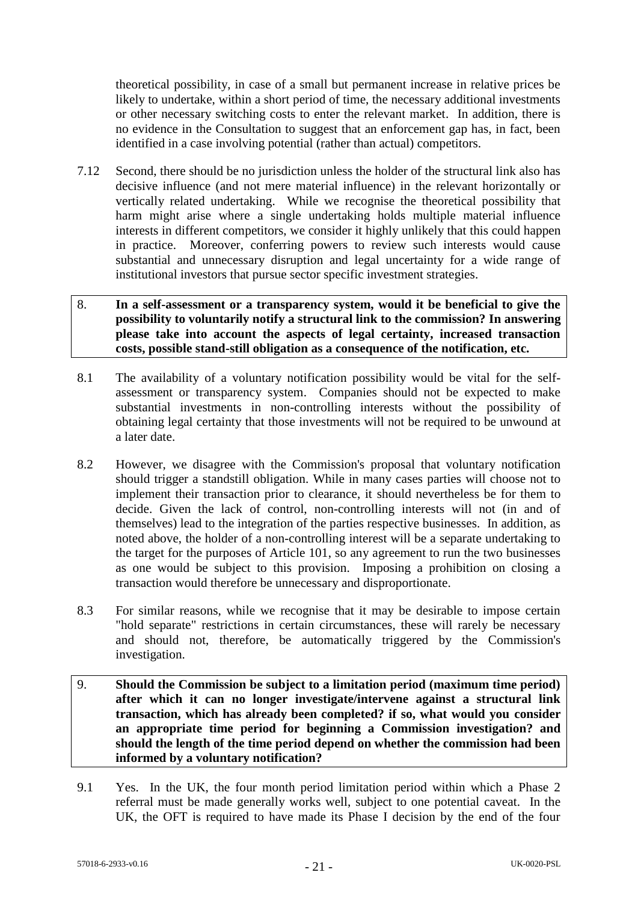theoretical possibility, in case of a small but permanent increase in relative prices be likely to undertake, within a short period of time, the necessary additional investments or other necessary switching costs to enter the relevant market. In addition, there is no evidence in the Consultation to suggest that an enforcement gap has, in fact, been identified in a case involving potential (rather than actual) competitors.

7.12 Second, there should be no jurisdiction unless the holder of the structural link also has decisive influence (and not mere material influence) in the relevant horizontally or vertically related undertaking. While we recognise the theoretical possibility that harm might arise where a single undertaking holds multiple material influence interests in different competitors, we consider it highly unlikely that this could happen in practice. Moreover, conferring powers to review such interests would cause substantial and unnecessary disruption and legal uncertainty for a wide range of institutional investors that pursue sector specific investment strategies.

**8. In a self-assessment or a transparency system, would it be beneficial to give the possibility to voluntarily notify a structural link to the commission? In answering please take into account the aspects of legal certainty, increased transaction costs, possible stand-still obligation as a consequence of the notification, etc.**

8.1 The availability of a voluntary notification possibility would be vital for the self-assessment or transparency system. Companies should not be expected to make substantial investments in non-controlling interests without the possibility of obtaining legal certainty that those investments will not be required to be unwound at a later date.

8.2 However, we disagree with the Commission's proposal that voluntary notification should trigger a standstill obligation. While in many cases parties will choose not to implement their transaction prior to clearance, it should nevertheless be for them to decide. Given the lack of control, non-controlling interests will not (in and of themselves) lead to the integration of the parties respective businesses. In addition, as noted above, the holder of a non-controlling interest will be a separate undertaking to the target for the purposes of Article 101, so any agreement to run the two businesses as one would be subject to this provision. Imposing a prohibition on closing a transaction would therefore be unnecessary and disproportionate.

8.3 For similar reasons, while we recognise that it may be desirable to impose certain "hold separate" restrictions in certain circumstances, these will rarely be necessary and should not, therefore, be automatically triggered by the Commission's investigation.

**9. Should the Commission be subject to a limitation period (maximum time period) after which it can no longer investigate/intervene against a structural link transaction, which has already been completed? if so, what would you consider an appropriate time period for beginning a Commission investigation? and should the length of the time period depend on whether the commission had been informed by a voluntary notification?**

9.1 Yes. In the UK, the four month period limitation period within which a Phase 2 referral must be made generally works well, subject to one potential caveat. In the UK, the OFT is required to have made its Phase I decision by the end of the four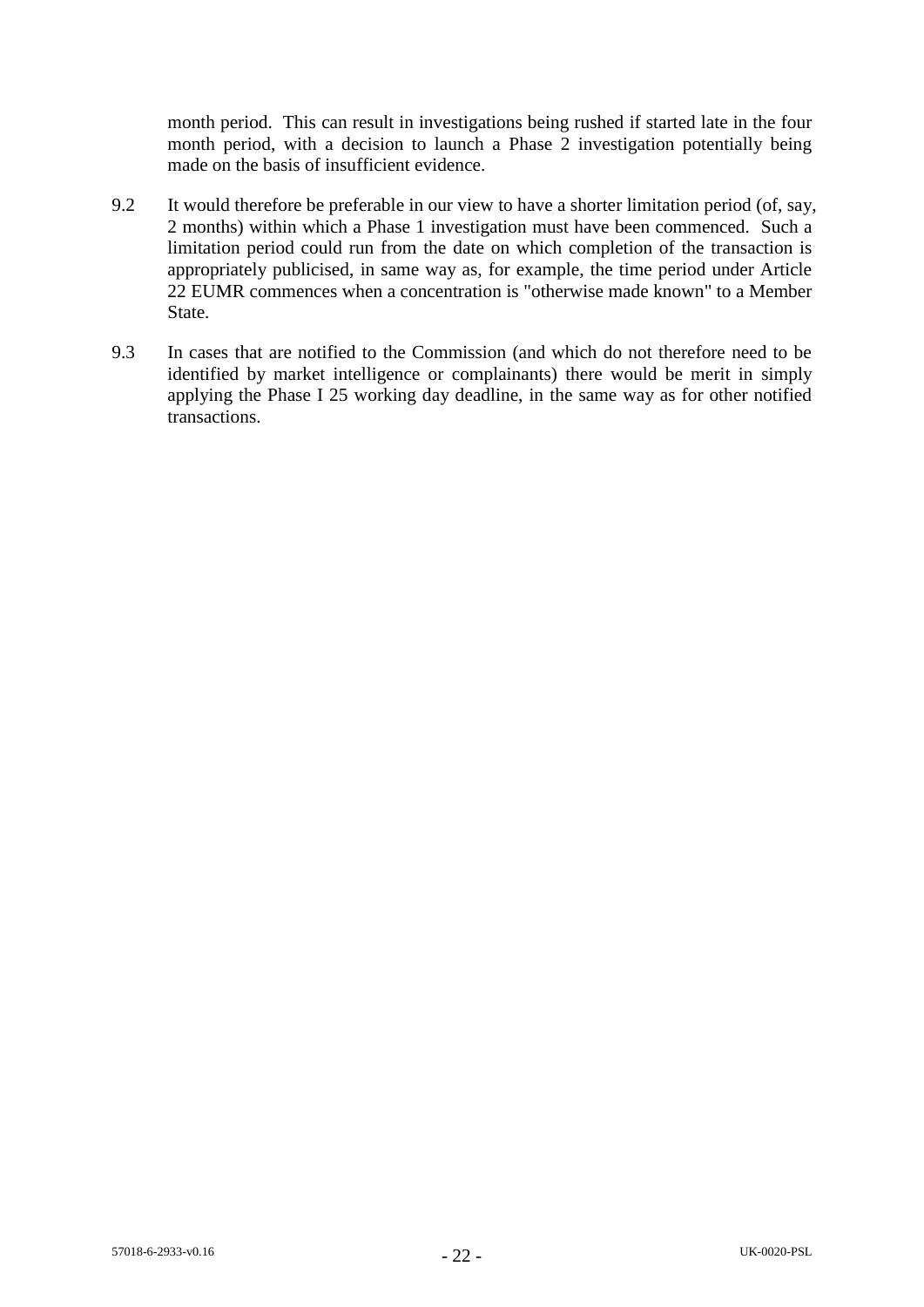month period. This can result in investigations being rushed if started late in the four month period, with a decision to launch a Phase 2 investigation potentially being made on the basis of insufficient evidence.

9.2 It would therefore be preferable in our view to have a shorter limitation period (of, say, 2 months) within which a Phase 1 investigation must have been commenced. Such a limitation period could run from the date on which completion of the transaction is appropriately publicised, in same way as, for example, the time period under Article 22 EUMR commences when a concentration is "otherwise made known" to a Member State.

9.3 In cases that are notified to the Commission (and which do not therefore need to be identified by market intelligence or complainants) there would be merit in simply applying the Phase I 25 working day deadline, in the same way as for other notified transactions.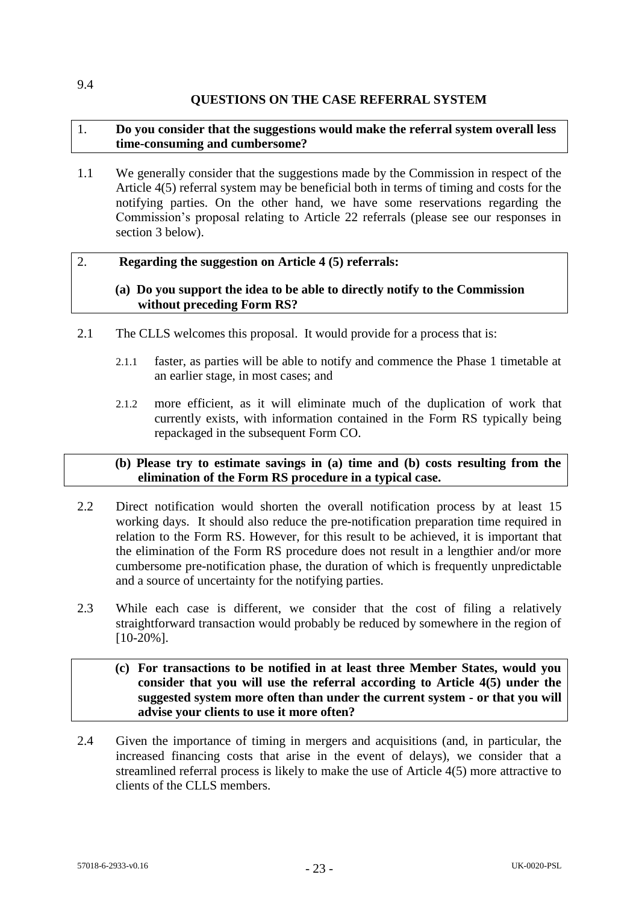9.4

## QUESTIONS ON THE CASE REFERRAL SYSTEM

**1. Do you consider that the suggestions would make the referral system overall less time-consuming and cumbersome?**

1.1 We generally consider that the suggestions made by the Commission in respect of the Article 4(5) referral system may be beneficial both in terms of timing and costs for the notifying parties. On the other hand, we have some reservations regarding the Commission's proposal relating to Article 22 referrals (please see our responses in section 3 below).

**2. Regarding the suggestion on Article 4 (5) referrals:**

**(a) Do you support the idea to be able to directly notify to the Commission without preceding Form RS?**

2.1 The CLLS welcomes this proposal. It would provide for a process that is:

2.1.1 faster, as parties will be able to notify and commence the Phase 1 timetable at an earlier stage, in most cases; and

2.1.2 more efficient, as it will eliminate much of the duplication of work that currently exists, with information contained in the Form RS typically being repackaged in the subsequent Form CO.

**(b) Please try to estimate savings in (a) time and (b) costs resulting from the elimination of the Form RS procedure in a typical case.**

2.2 Direct notification would shorten the overall notification process by at least 15 working days. It should also reduce the pre-notification preparation time required in relation to the Form RS. However, for this result to be achieved, it is important that the elimination of the Form RS procedure does not result in a lengthier and/or more cumbersome pre-notification phase, the duration of which is frequently unpredictable and a source of uncertainty for the notifying parties.

2.3 While each case is different, we consider that the cost of filing a relatively straightforward transaction would probably be reduced by somewhere in the region of [10-20%].

**(c) For transactions to be notified in at least three Member States, would you consider that you will use the referral according to Article 4(5) under the suggested system more often than under the current system - or that you will advise your clients to use it more often?**

2.4 Given the importance of timing in mergers and acquisitions (and, in particular, the increased financing costs that arise in the event of delays), we consider that a streamlined referral process is likely to make the use of Article 4(5) more attractive to clients of the CLLS members.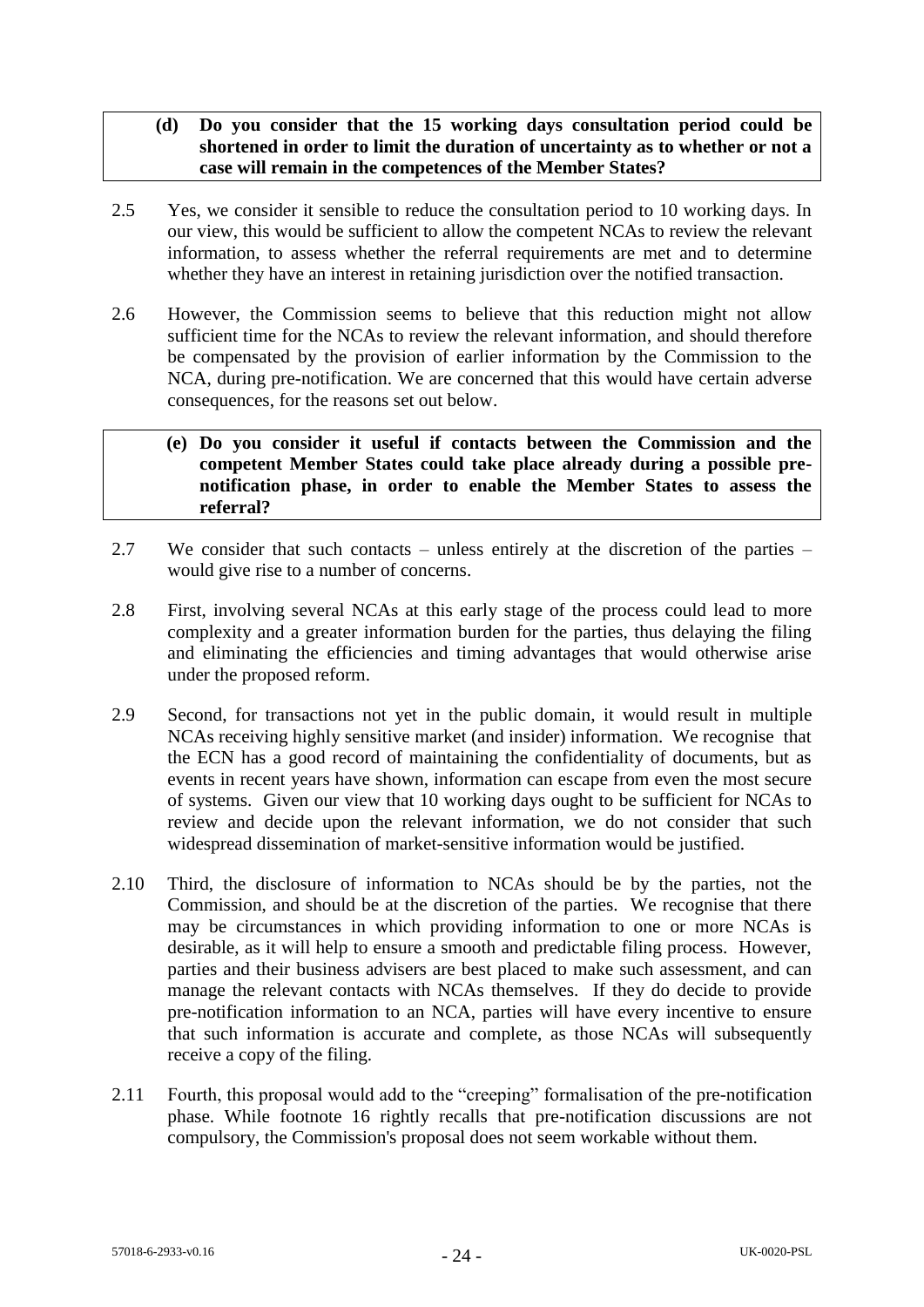**(d) Do you consider that the 15 working days consultation period could be shortened in order to limit the duration of uncertainty as to whether or not a case will remain in the competences of the Member States?**

2.5 Yes, we consider it sensible to reduce the consultation period to 10 working days. In our view, this would be sufficient to allow the competent NCAs to review the relevant information, to assess whether the referral requirements are met and to determine whether they have an interest in retaining jurisdiction over the notified transaction.

2.6 However, the Commission seems to believe that this reduction might not allow sufficient time for the NCAs to review the relevant information, and should therefore be compensated by the provision of earlier information by the Commission to the NCA, during pre-notification. We are concerned that this would have certain adverse consequences, for the reasons set out below.

**(e) Do you consider it useful if contacts between the Commission and the competent Member States could take place already during a possible pre-notification phase, in order to enable the Member States to assess the referral?**

2.7 We consider that such contacts – unless entirely at the discretion of the parties – would give rise to a number of concerns.

2.8 First, involving several NCAs at this early stage of the process could lead to more complexity and a greater information burden for the parties, thus delaying the filing and eliminating the efficiencies and timing advantages that would otherwise arise under the proposed reform.

2.9 Second, for transactions not yet in the public domain, it would result in multiple NCAs receiving highly sensitive market (and insider) information. We recognise that the ECN has a good record of maintaining the confidentiality of documents, but as events in recent years have shown, information can escape from even the most secure of systems. Given our view that 10 working days ought to be sufficient for NCAs to review and decide upon the relevant information, we do not consider that such widespread dissemination of market-sensitive information would be justified.

2.10 Third, the disclosure of information to NCAs should be by the parties, not the Commission, and should be at the discretion of the parties. We recognise that there may be circumstances in which providing information to one or more NCAs is desirable, as it will help to ensure a smooth and predictable filing process. However, parties and their business advisers are best placed to make such assessment, and can manage the relevant contacts with NCAs themselves. If they do decide to provide pre-notification information to an NCA, parties will have every incentive to ensure that such information is accurate and complete, as those NCAs will subsequently receive a copy of the filing.

2.11 Fourth, this proposal would add to the "creeping" formalisation of the pre-notification phase. While footnote 16 rightly recalls that pre-notification discussions are not compulsory, the Commission's proposal does not seem workable without them.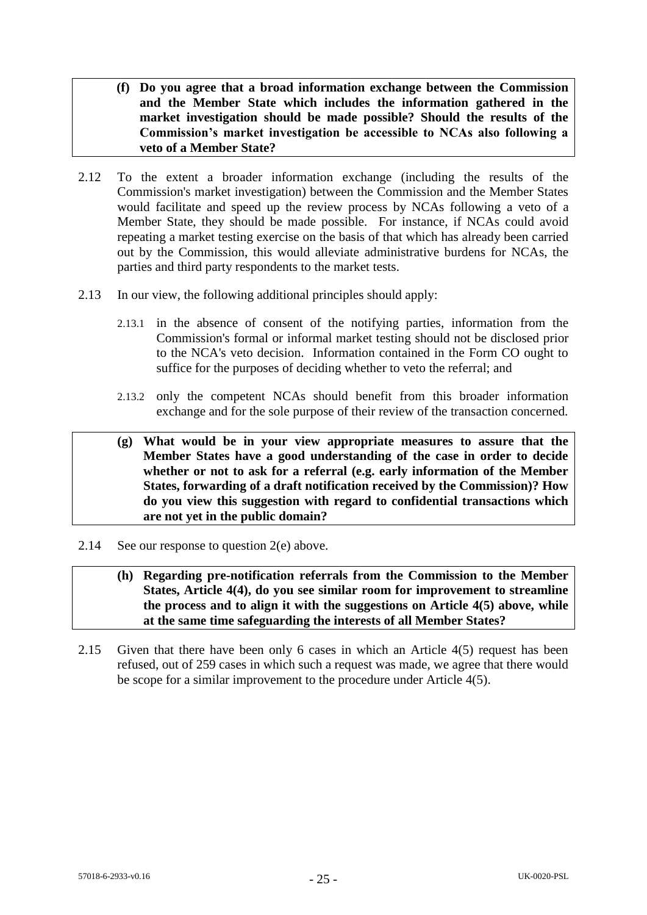> **(f) Do you agree that a broad information exchange between the Commission and the Member State which includes the information gathered in the market investigation should be made possible? Should the results of the Commission's market investigation be accessible to NCAs also following a veto of a Member State?**

2.12 To the extent a broader information exchange (including the results of the Commission's market investigation) between the Commission and the Member States would facilitate and speed up the review process by NCAs following a veto of a Member State, they should be made possible. For instance, if NCAs could avoid repeating a market testing exercise on the basis of that which has already been carried out by the Commission, this would alleviate administrative burdens for NCAs, the parties and third party respondents to the market tests.

2.13 In our view, the following additional principles should apply:

2.13.1 in the absence of consent of the notifying parties, information from the Commission's formal or informal market testing should not be disclosed prior to the NCA's veto decision. Information contained in the Form CO ought to suffice for the purposes of deciding whether to veto the referral; and

2.13.2 only the competent NCAs should benefit from this broader information exchange and for the sole purpose of their review of the transaction concerned.

> **(g) What would be in your view appropriate measures to assure that the Member States have a good understanding of the case in order to decide whether or not to ask for a referral (e.g. early information of the Member States, forwarding of a draft notification received by the Commission)? How do you view this suggestion with regard to confidential transactions which are not yet in the public domain?**

2.14 See our response to question 2(e) above.

> **(h) Regarding pre-notification referrals from the Commission to the Member States, Article 4(4), do you see similar room for improvement to streamline the process and to align it with the suggestions on Article 4(5) above, while at the same time safeguarding the interests of all Member States?**

2.15 Given that there have been only 6 cases in which an Article 4(5) request has been refused, out of 259 cases in which such a request was made, we agree that there would be scope for a similar improvement to the procedure under Article 4(5).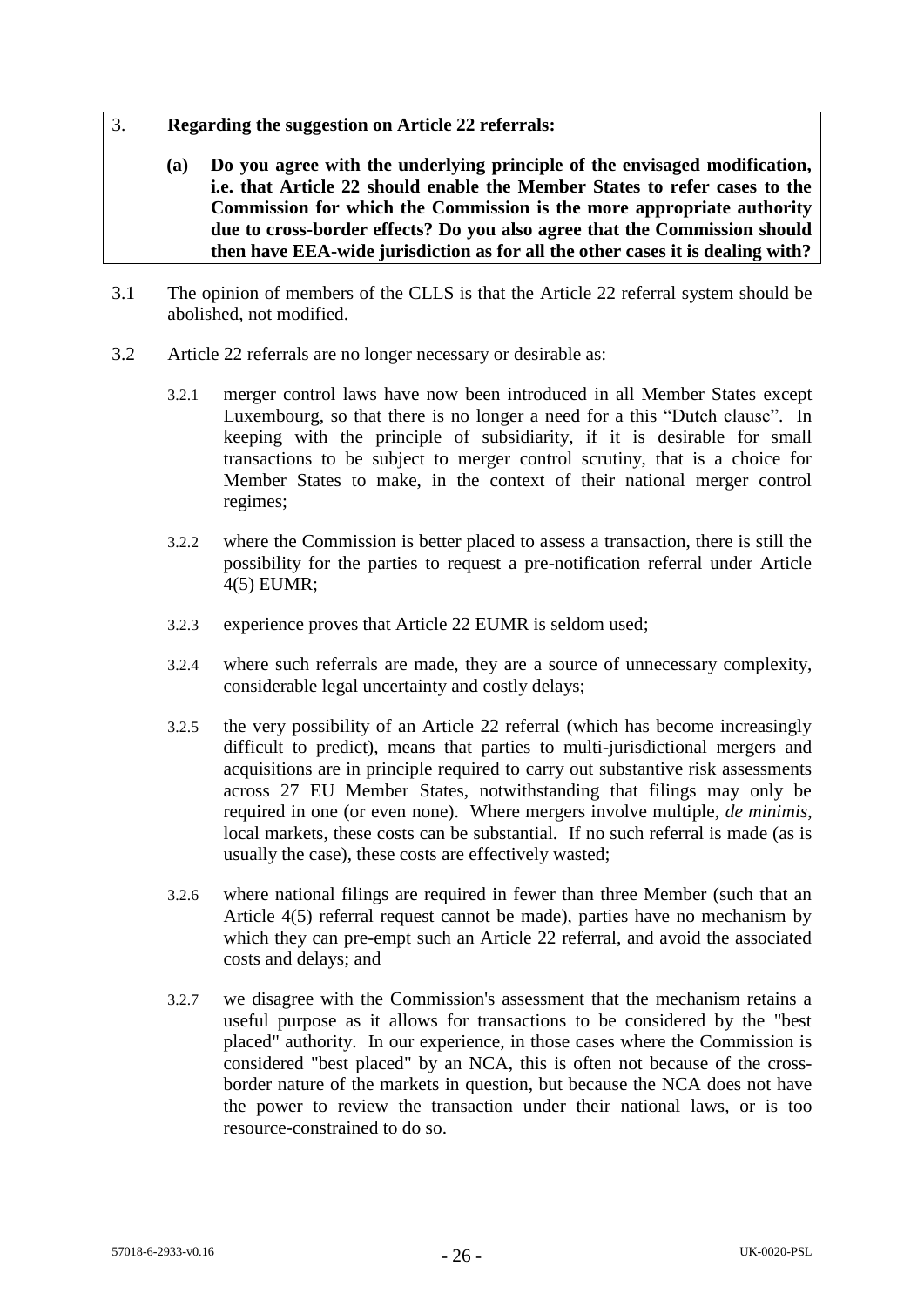**3. Regarding the suggestion on Article 22 referrals:**

**(a) Do you agree with the underlying principle of the envisaged modification, i.e. that Article 22 should enable the Member States to refer cases to the Commission for which the Commission is the more appropriate authority due to cross-border effects? Do you also agree that the Commission should then have EEA-wide jurisdiction as for all the other cases it is dealing with?**

3.1 The opinion of members of the CLLS is that the Article 22 referral system should be abolished, not modified.

3.2 Article 22 referrals are no longer necessary or desirable as:

3.2.1 merger control laws have now been introduced in all Member States except Luxembourg, so that there is no longer a need for a this "Dutch clause". In keeping with the principle of subsidiarity, if it is desirable for small transactions to be subject to merger control scrutiny, that is a choice for Member States to make, in the context of their national merger control regimes;

3.2.2 where the Commission is better placed to assess a transaction, there is still the possibility for the parties to request a pre-notification referral under Article 4(5) EUMR;

3.2.3 experience proves that Article 22 EUMR is seldom used;

3.2.4 where such referrals are made, they are a source of unnecessary complexity, considerable legal uncertainty and costly delays;

3.2.5 the very possibility of an Article 22 referral (which has become increasingly difficult to predict), means that parties to multi-jurisdictional mergers and acquisitions are in principle required to carry out substantive risk assessments across 27 EU Member States, notwithstanding that filings may only be required in one (or even none). Where mergers involve multiple, *de minimis*, local markets, these costs can be substantial. If no such referral is made (as is usually the case), these costs are effectively wasted;

3.2.6 where national filings are required in fewer than three Member (such that an Article 4(5) referral request cannot be made), parties have no mechanism by which they can pre-empt such an Article 22 referral, and avoid the associated costs and delays; and

3.2.7 we disagree with the Commission's assessment that the mechanism retains a useful purpose as it allows for transactions to be considered by the "best placed" authority. In our experience, in those cases where the Commission is considered "best placed" by an NCA, this is often not because of the cross-border nature of the markets in question, but because the NCA does not have the power to review the transaction under their national laws, or is too resource-constrained to do so.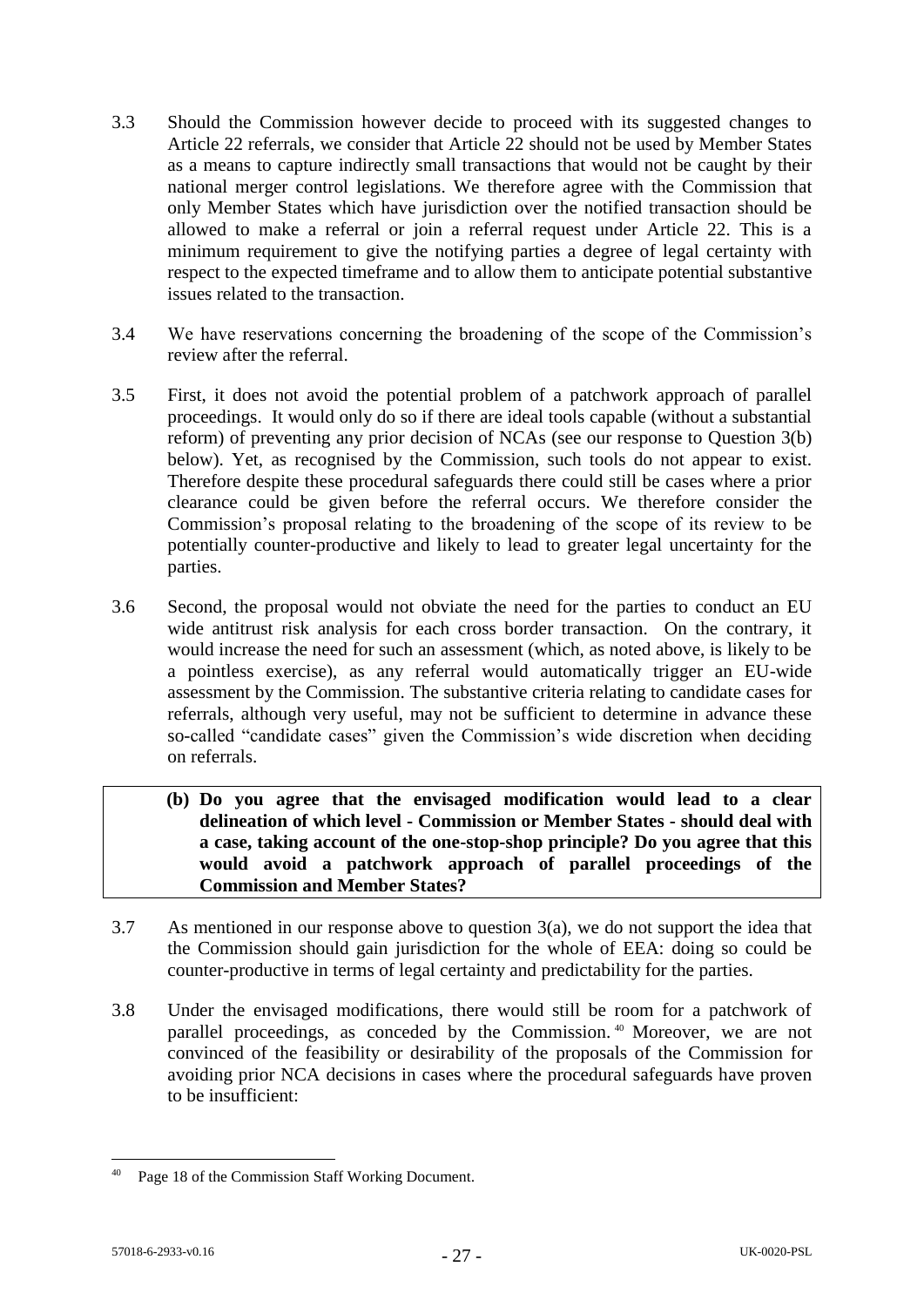3.3 Should the Commission however decide to proceed with its suggested changes to Article 22 referrals, we consider that Article 22 should not be used by Member States as a means to capture indirectly small transactions that would not be caught by their national merger control legislations. We therefore agree with the Commission that only Member States which have jurisdiction over the notified transaction should be allowed to make a referral or join a referral request under Article 22. This is a minimum requirement to give the notifying parties a degree of legal certainty with respect to the expected timeframe and to allow them to anticipate potential substantive issues related to the transaction.

3.4 We have reservations concerning the broadening of the scope of the Commission's review after the referral.

3.5 First, it does not avoid the potential problem of a patchwork approach of parallel proceedings. It would only do so if there are ideal tools capable (without a substantial reform) of preventing any prior decision of NCAs (see our response to Question 3(b) below). Yet, as recognised by the Commission, such tools do not appear to exist. Therefore despite these procedural safeguards there could still be cases where a prior clearance could be given before the referral occurs. We therefore consider the Commission's proposal relating to the broadening of the scope of its review to be potentially counter-productive and likely to lead to greater legal uncertainty for the parties.

3.6 Second, the proposal would not obviate the need for the parties to conduct an EU wide antitrust risk analysis for each cross border transaction. On the contrary, it would increase the need for such an assessment (which, as noted above, is likely to be a pointless exercise), as any referral would automatically trigger an EU-wide assessment by the Commission. The substantive criteria relating to candidate cases for referrals, although very useful, may not be sufficient to determine in advance these so-called "candidate cases" given the Commission's wide discretion when deciding on referrals.

**(b) Do you agree that the envisaged modification would lead to a clear delineation of which level - Commission or Member States - should deal with a case, taking account of the one-stop-shop principle? Do you agree that this would avoid a patchwork approach of parallel proceedings of the Commission and Member States?**

3.7 As mentioned in our response above to question 3(a), we do not support the idea that the Commission should gain jurisdiction for the whole of EEA: doing so could be counter-productive in terms of legal certainty and predictability for the parties.

3.8 Under the envisaged modifications, there would still be room for a patchwork of parallel proceedings, as conceded by the Commission.[40] Moreover, we are not convinced of the feasibility or desirability of the proposals of the Commission for avoiding prior NCA decisions in cases where the procedural safeguards have proven to be insufficient:

---

[40] Page 18 of the Commission Staff Working Document.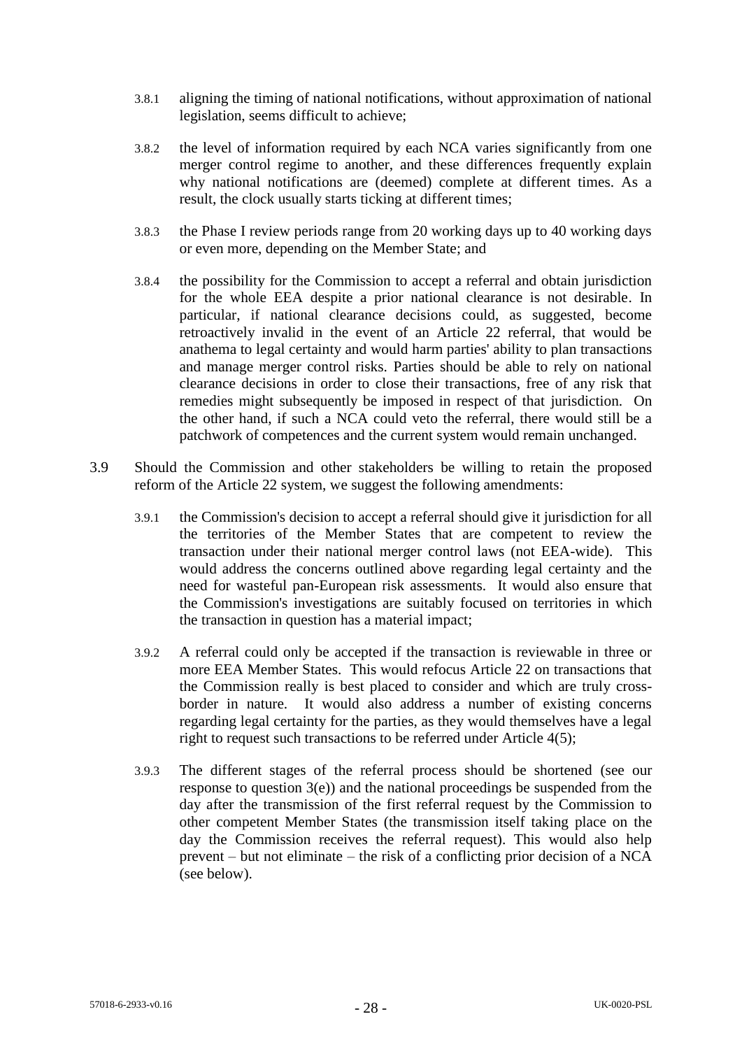3.8.1 aligning the timing of national notifications, without approximation of national legislation, seems difficult to achieve;

3.8.2 the level of information required by each NCA varies significantly from one merger control regime to another, and these differences frequently explain why national notifications are (deemed) complete at different times. As a result, the clock usually starts ticking at different times;

3.8.3 the Phase I review periods range from 20 working days up to 40 working days or even more, depending on the Member State; and

3.8.4 the possibility for the Commission to accept a referral and obtain jurisdiction for the whole EEA despite a prior national clearance is not desirable. In particular, if national clearance decisions could, as suggested, become retroactively invalid in the event of an Article 22 referral, that would be anathema to legal certainty and would harm parties' ability to plan transactions and manage merger control risks. Parties should be able to rely on national clearance decisions in order to close their transactions, free of any risk that remedies might subsequently be imposed in respect of that jurisdiction. On the other hand, if such a NCA could veto the referral, there would still be a patchwork of competences and the current system would remain unchanged.

3.9 Should the Commission and other stakeholders be willing to retain the proposed reform of the Article 22 system, we suggest the following amendments:

3.9.1 the Commission's decision to accept a referral should give it jurisdiction for all the territories of the Member States that are competent to review the transaction under their national merger control laws (not EEA-wide). This would address the concerns outlined above regarding legal certainty and the need for wasteful pan-European risk assessments. It would also ensure that the Commission's investigations are suitably focused on territories in which the transaction in question has a material impact;

3.9.2 A referral could only be accepted if the transaction is reviewable in three or more EEA Member States. This would refocus Article 22 on transactions that the Commission really is best placed to consider and which are truly cross-border in nature. It would also address a number of existing concerns regarding legal certainty for the parties, as they would themselves have a legal right to request such transactions to be referred under Article 4(5);

3.9.3 The different stages of the referral process should be shortened (see our response to question 3(e)) and the national proceedings be suspended from the day after the transmission of the first referral request by the Commission to other competent Member States (the transmission itself taking place on the day the Commission receives the referral request). This would also help prevent – but not eliminate – the risk of a conflicting prior decision of a NCA (see below).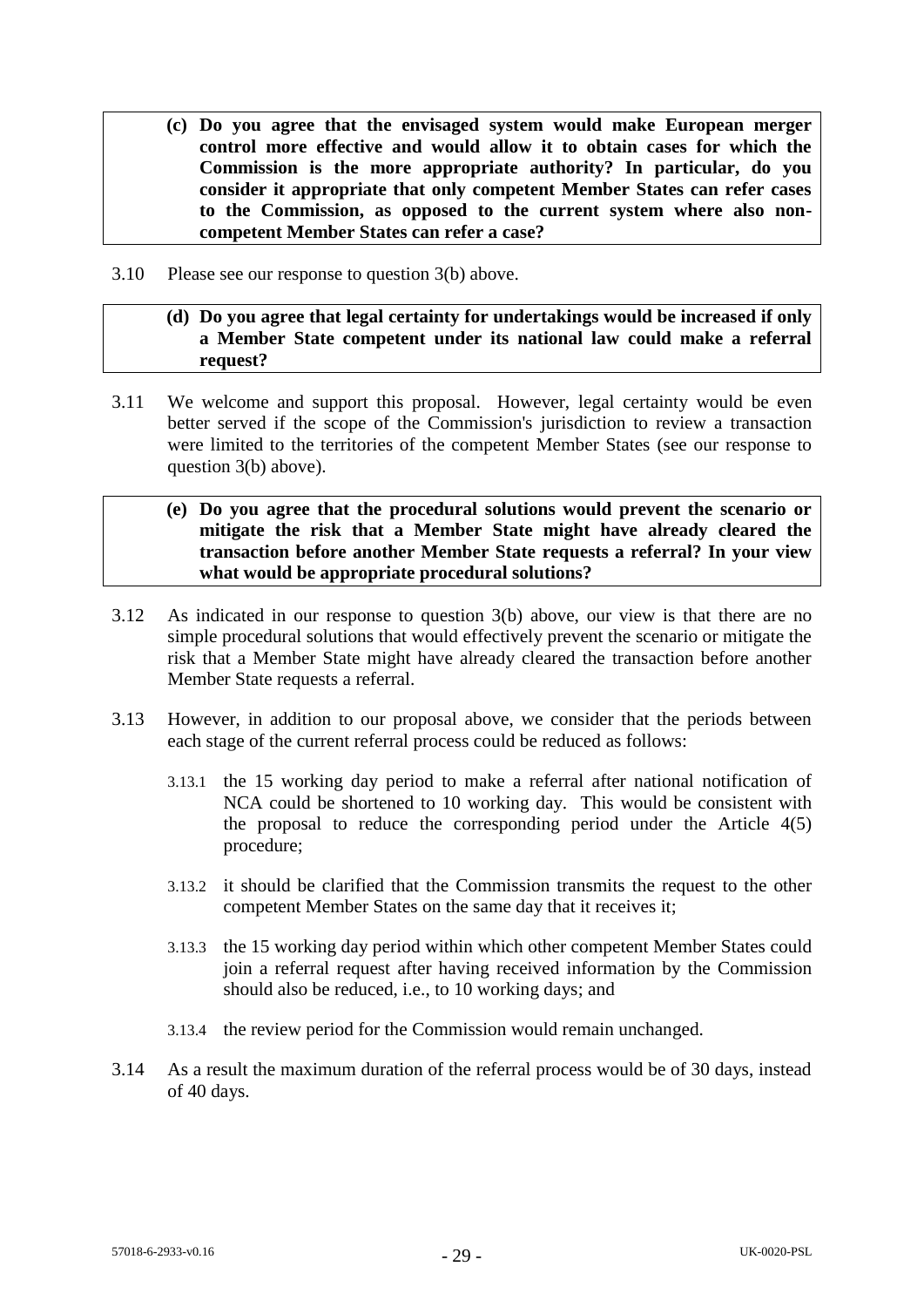**(c) Do you agree that the envisaged system would make European merger control more effective and would allow it to obtain cases for which the Commission is the more appropriate authority? In particular, do you consider it appropriate that only competent Member States can refer cases to the Commission, as opposed to the current system where also non-competent Member States can refer a case?**

3.10 Please see our response to question 3(b) above.

**(d) Do you agree that legal certainty for undertakings would be increased if only a Member State competent under its national law could make a referral request?**

3.11 We welcome and support this proposal. However, legal certainty would be even better served if the scope of the Commission's jurisdiction to review a transaction were limited to the territories of the competent Member States (see our response to question 3(b) above).

**(e) Do you agree that the procedural solutions would prevent the scenario or mitigate the risk that a Member State might have already cleared the transaction before another Member State requests a referral? In your view what would be appropriate procedural solutions?**

3.12 As indicated in our response to question 3(b) above, our view is that there are no simple procedural solutions that would effectively prevent the scenario or mitigate the risk that a Member State might have already cleared the transaction before another Member State requests a referral.

3.13 However, in addition to our proposal above, we consider that the periods between each stage of the current referral process could be reduced as follows:

3.13.1 the 15 working day period to make a referral after national notification of NCA could be shortened to 10 working day. This would be consistent with the proposal to reduce the corresponding period under the Article 4(5) procedure;

3.13.2 it should be clarified that the Commission transmits the request to the other competent Member States on the same day that it receives it;

3.13.3 the 15 working day period within which other competent Member States could join a referral request after having received information by the Commission should also be reduced, i.e., to 10 working days; and

3.13.4 the review period for the Commission would remain unchanged.

3.14 As a result the maximum duration of the referral process would be of 30 days, instead of 40 days.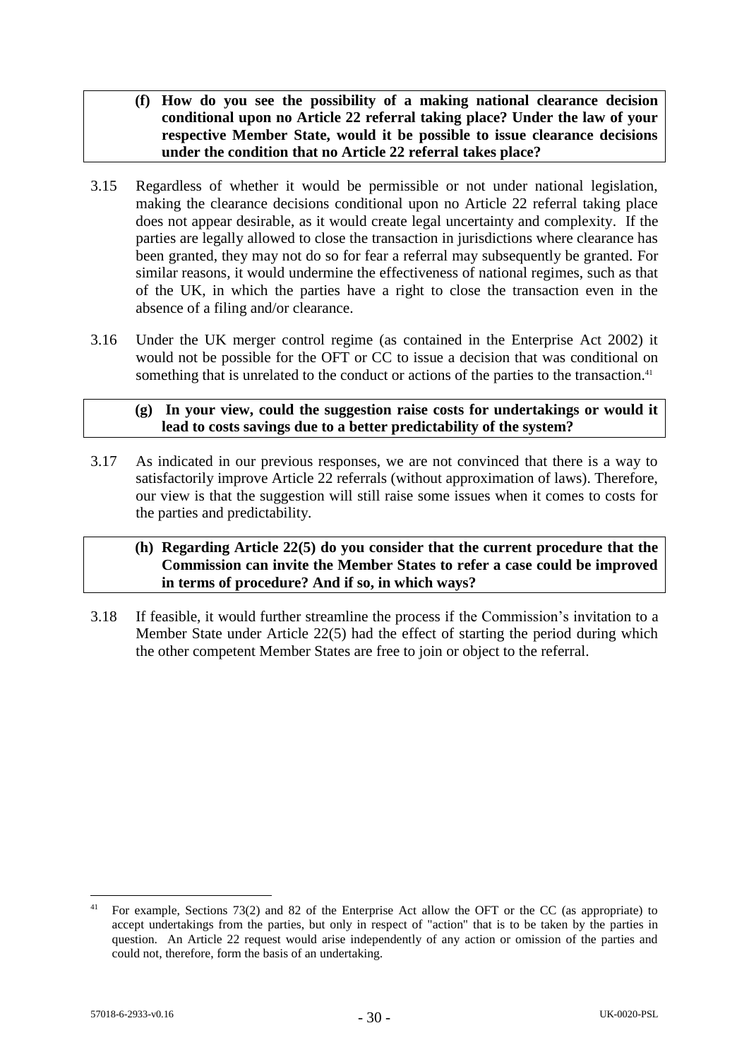**(f) How do you see the possibility of a making national clearance decision conditional upon no Article 22 referral taking place? Under the law of your respective Member State, would it be possible to issue clearance decisions under the condition that no Article 22 referral takes place?**

3.15 Regardless of whether it would be permissible or not under national legislation, making the clearance decisions conditional upon no Article 22 referral taking place does not appear desirable, as it would create legal uncertainty and complexity. If the parties are legally allowed to close the transaction in jurisdictions where clearance has been granted, they may not do so for fear a referral may subsequently be granted. For similar reasons, it would undermine the effectiveness of national regimes, such as that of the UK, in which the parties have a right to close the transaction even in the absence of a filing and/or clearance.

3.16 Under the UK merger control regime (as contained in the Enterprise Act 2002) it would not be possible for the OFT or CC to issue a decision that was conditional on something that is unrelated to the conduct or actions of the parties to the transaction.[41]

**(g) In your view, could the suggestion raise costs for undertakings or would it lead to costs savings due to a better predictability of the system?**

3.17 As indicated in our previous responses, we are not convinced that there is a way to satisfactorily improve Article 22 referrals (without approximation of laws). Therefore, our view is that the suggestion will still raise some issues when it comes to costs for the parties and predictability.

**(h) Regarding Article 22(5) do you consider that the current procedure that the Commission can invite the Member States to refer a case could be improved in terms of procedure? And if so, in which ways?**

3.18 If feasible, it would further streamline the process if the Commission's invitation to a Member State under Article 22(5) had the effect of starting the period during which the other competent Member States are free to join or object to the referral.

---

[41] For example, Sections 73(2) and 82 of the Enterprise Act allow the OFT or the CC (as appropriate) to accept undertakings from the parties, but only in respect of "action" that is to be taken by the parties in question. An Article 22 request would arise independently of any action or omission of the parties and could not, therefore, form the basis of an undertaking.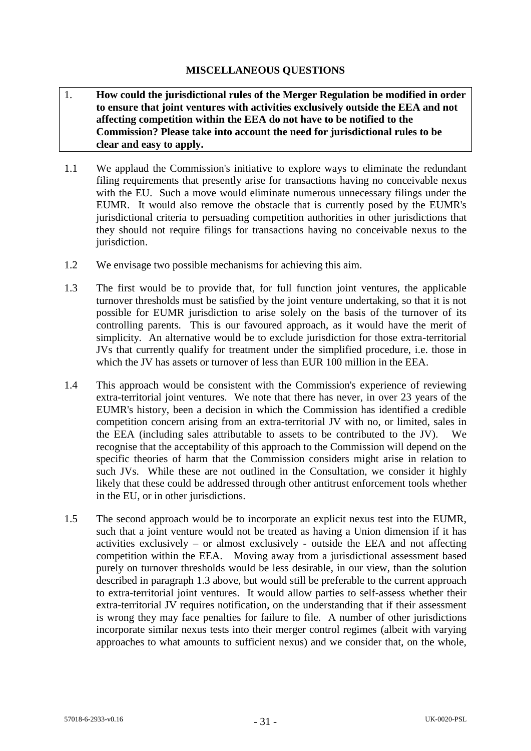## MISCELLANEOUS QUESTIONS

**1. How could the jurisdictional rules of the Merger Regulation be modified in order to ensure that joint ventures with activities exclusively outside the EEA and not affecting competition within the EEA do not have to be notified to the Commission? Please take into account the need for jurisdictional rules to be clear and easy to apply.**

1.1 We applaud the Commission's initiative to explore ways to eliminate the redundant filing requirements that presently arise for transactions having no conceivable nexus with the EU. Such a move would eliminate numerous unnecessary filings under the EUMR. It would also remove the obstacle that is currently posed by the EUMR's jurisdictional criteria to persuading competition authorities in other jurisdictions that they should not require filings for transactions having no conceivable nexus to the jurisdiction.

1.2 We envisage two possible mechanisms for achieving this aim.

1.3 The first would be to provide that, for full function joint ventures, the applicable turnover thresholds must be satisfied by the joint venture undertaking, so that it is not possible for EUMR jurisdiction to arise solely on the basis of the turnover of its controlling parents. This is our favoured approach, as it would have the merit of simplicity. An alternative would be to exclude jurisdiction for those extra-territorial JVs that currently qualify for treatment under the simplified procedure, i.e. those in which the JV has assets or turnover of less than EUR 100 million in the EEA.

1.4 This approach would be consistent with the Commission's experience of reviewing extra-territorial joint ventures. We note that there has never, in over 23 years of the EUMR's history, been a decision in which the Commission has identified a credible competition concern arising from an extra-territorial JV with no, or limited, sales in the EEA (including sales attributable to assets to be contributed to the JV). We recognise that the acceptability of this approach to the Commission will depend on the specific theories of harm that the Commission considers might arise in relation to such JVs. While these are not outlined in the Consultation, we consider it highly likely that these could be addressed through other antitrust enforcement tools whether in the EU, or in other jurisdictions.

1.5 The second approach would be to incorporate an explicit nexus test into the EUMR, such that a joint venture would not be treated as having a Union dimension if it has activities exclusively – or almost exclusively - outside the EEA and not affecting competition within the EEA. Moving away from a jurisdictional assessment based purely on turnover thresholds would be less desirable, in our view, than the solution described in paragraph 1.3 above, but would still be preferable to the current approach to extra-territorial joint ventures. It would allow parties to self-assess whether their extra-territorial JV requires notification, on the understanding that if their assessment is wrong they may face penalties for failure to file. A number of other jurisdictions incorporate similar nexus tests into their merger control regimes (albeit with varying approaches to what amounts to sufficient nexus) and we consider that, on the whole,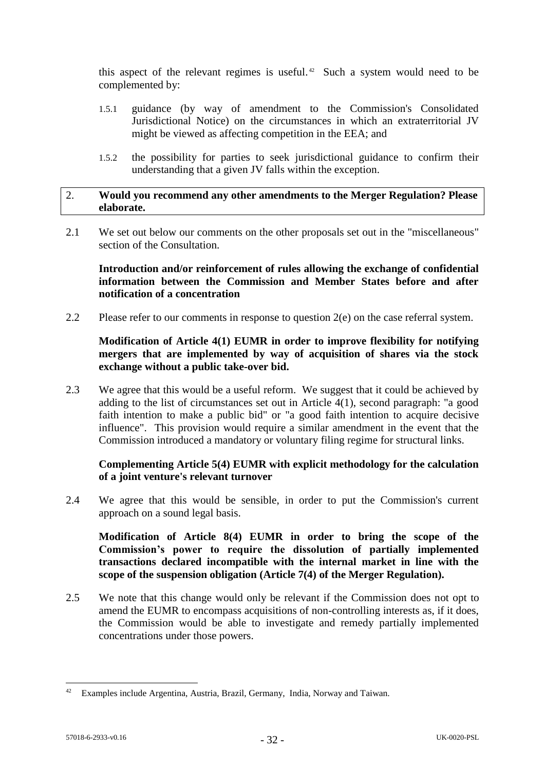this aspect of the relevant regimes is useful.[42] Such a system would need to be complemented by:

1.5.1 guidance (by way of amendment to the Commission's Consolidated Jurisdictional Notice) on the circumstances in which an extraterritorial JV might be viewed as affecting competition in the EEA; and

1.5.2 the possibility for parties to seek jurisdictional guidance to confirm their understanding that a given JV falls within the exception.

| 2. **Would you recommend any other amendments to the Merger Regulation? Please elaborate.** |
|---|

2.1 We set out below our comments on the other proposals set out in the "miscellaneous" section of the Consultation.

**Introduction and/or reinforcement of rules allowing the exchange of confidential information between the Commission and Member States before and after notification of a concentration**

2.2 Please refer to our comments in response to question 2(e) on the case referral system.

**Modification of Article 4(1) EUMR in order to improve flexibility for notifying mergers that are implemented by way of acquisition of shares via the stock exchange without a public take-over bid.**

2.3 We agree that this would be a useful reform. We suggest that it could be achieved by adding to the list of circumstances set out in Article 4(1), second paragraph: "a good faith intention to make a public bid" or "a good faith intention to acquire decisive influence". This provision would require a similar amendment in the event that the Commission introduced a mandatory or voluntary filing regime for structural links.

**Complementing Article 5(4) EUMR with explicit methodology for the calculation of a joint venture's relevant turnover**

2.4 We agree that this would be sensible, in order to put the Commission's current approach on a sound legal basis.

**Modification of Article 8(4) EUMR in order to bring the scope of the Commission's power to require the dissolution of partially implemented transactions declared incompatible with the internal market in line with the scope of the suspension obligation (Article 7(4) of the Merger Regulation).**

2.5 We note that this change would only be relevant if the Commission does not opt to amend the EUMR to encompass acquisitions of non-controlling interests as, if it does, the Commission would be able to investigate and remedy partially implemented concentrations under those powers.

---

[42] Examples include Argentina, Austria, Brazil, Germany, India, Norway and Taiwan.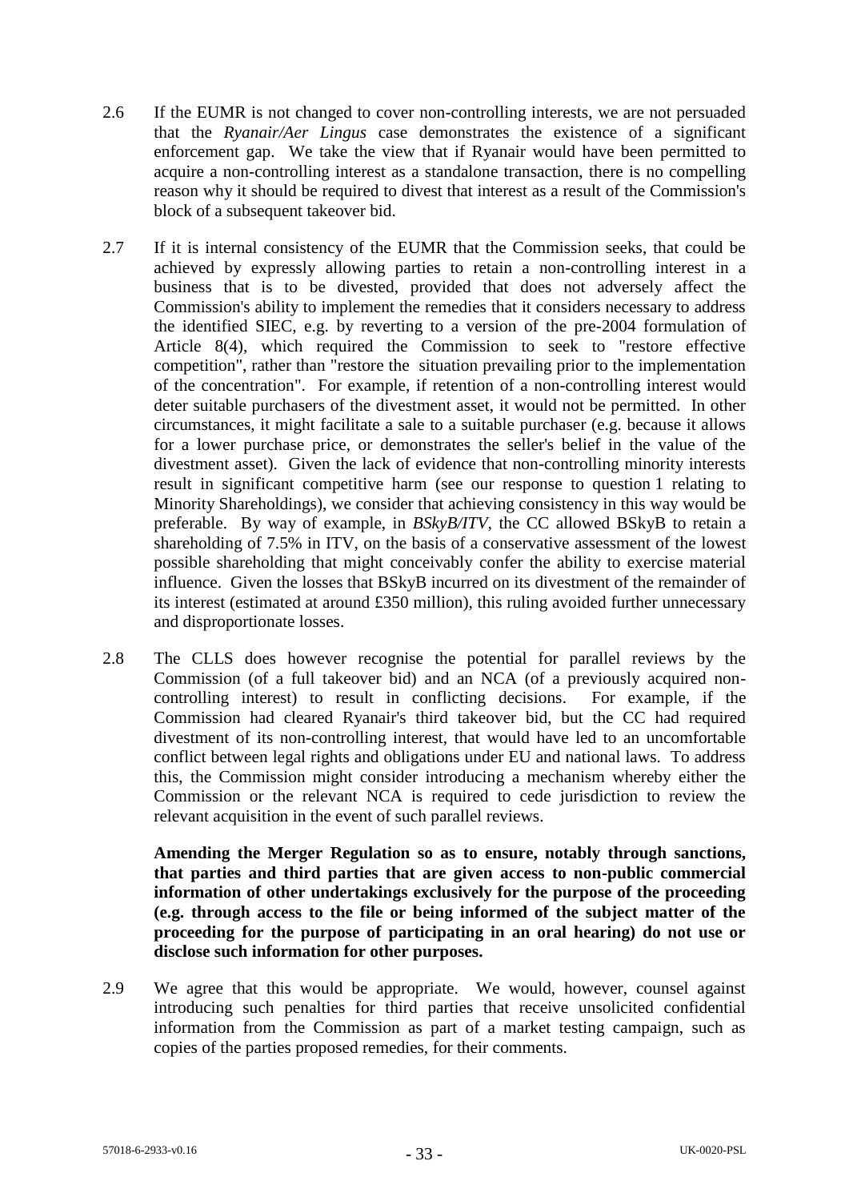2.6 If the EUMR is not changed to cover non-controlling interests, we are not persuaded that the *Ryanair/Aer Lingus* case demonstrates the existence of a significant enforcement gap. We take the view that if Ryanair would have been permitted to acquire a non-controlling interest as a standalone transaction, there is no compelling reason why it should be required to divest that interest as a result of the Commission's block of a subsequent takeover bid.

2.7 If it is internal consistency of the EUMR that the Commission seeks, that could be achieved by expressly allowing parties to retain a non-controlling interest in a business that is to be divested, provided that does not adversely affect the Commission's ability to implement the remedies that it considers necessary to address the identified SIEC, e.g. by reverting to a version of the pre-2004 formulation of Article 8(4), which required the Commission to seek to "restore effective competition", rather than "restore the situation prevailing prior to the implementation of the concentration". For example, if retention of a non-controlling interest would deter suitable purchasers of the divestment asset, it would not be permitted. In other circumstances, it might facilitate a sale to a suitable purchaser (e.g. because it allows for a lower purchase price, or demonstrates the seller's belief in the value of the divestment asset). Given the lack of evidence that non-controlling minority interests result in significant competitive harm (see our response to question 1 relating to Minority Shareholdings), we consider that achieving consistency in this way would be preferable. By way of example, in *BSkyB/ITV*, the CC allowed BSkyB to retain a shareholding of 7.5% in ITV, on the basis of a conservative assessment of the lowest possible shareholding that might conceivably confer the ability to exercise material influence. Given the losses that BSkyB incurred on its divestment of the remainder of its interest (estimated at around £350 million), this ruling avoided further unnecessary and disproportionate losses.

2.8 The CLLS does however recognise the potential for parallel reviews by the Commission (of a full takeover bid) and an NCA (of a previously acquired non-controlling interest) to result in conflicting decisions. For example, if the Commission had cleared Ryanair's third takeover bid, but the CC had required divestment of its non-controlling interest, that would have led to an uncomfortable conflict between legal rights and obligations under EU and national laws. To address this, the Commission might consider introducing a mechanism whereby either the Commission or the relevant NCA is required to cede jurisdiction to review the relevant acquisition in the event of such parallel reviews.

**Amending the Merger Regulation so as to ensure, notably through sanctions, that parties and third parties that are given access to non-public commercial information of other undertakings exclusively for the purpose of the proceeding (e.g. through access to the file or being informed of the subject matter of the proceeding for the purpose of participating in an oral hearing) do not use or disclose such information for other purposes.**

2.9 We agree that this would be appropriate. We would, however, counsel against introducing such penalties for third parties that receive unsolicited confidential information from the Commission as part of a market testing campaign, such as copies of the parties proposed remedies, for their comments.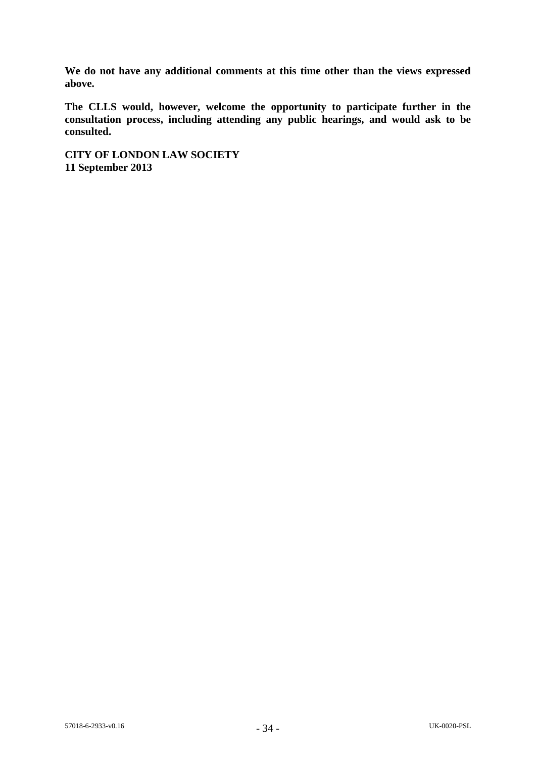**We do not have any additional comments at this time other than the views expressed above.**

**The CLLS would, however, welcome the opportunity to participate further in the consultation process, including attending any public hearings, and would ask to be consulted.**

**CITY OF LONDON LAW SOCIETY**
**11 September 2013**